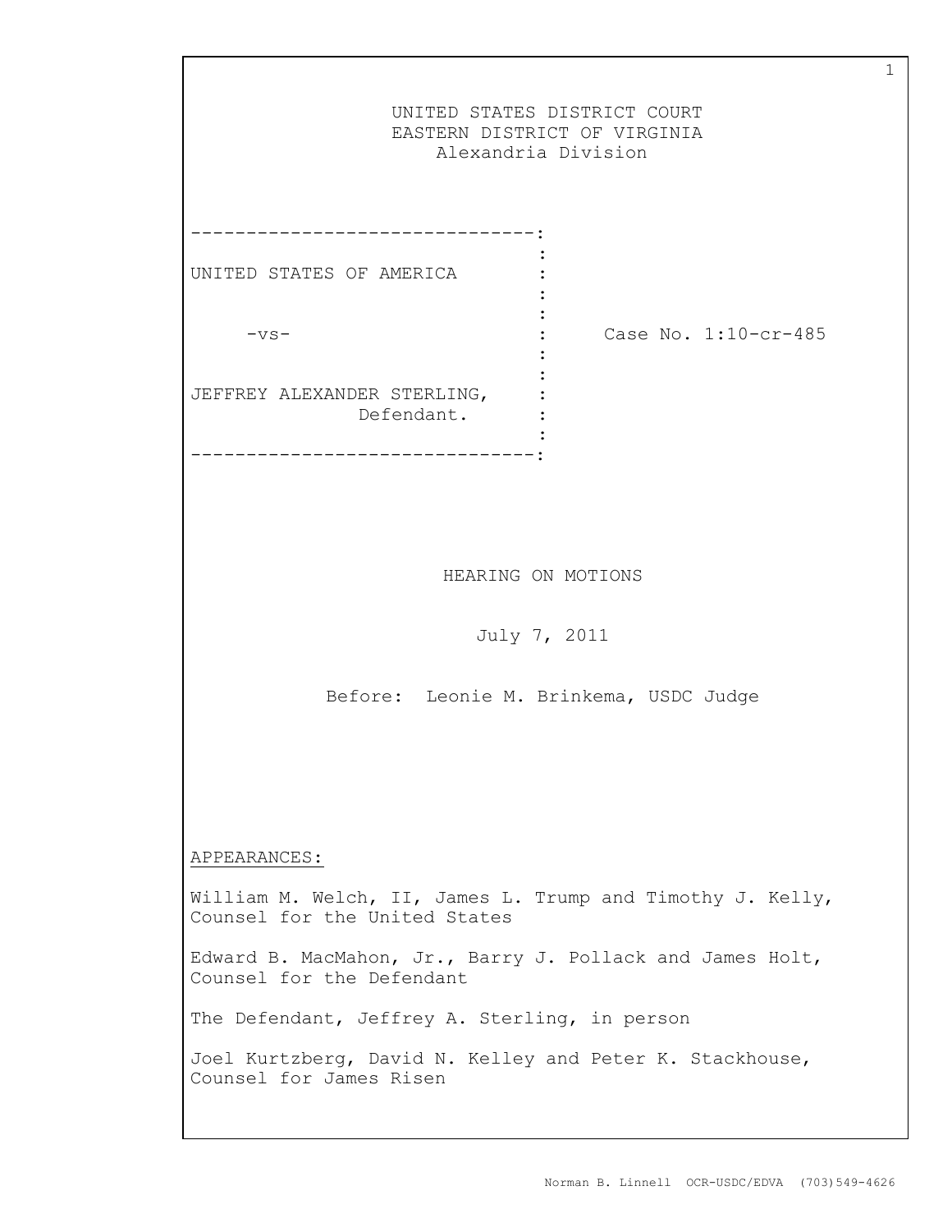UNITED STATES DISTRICT COURT
EASTERN DISTRICT OF VIRGINIA
Alexandria Division

| | |
|---|---|
| UNITED STATES OF AMERICA<br><br>-vs-<br><br>JEFFREY ALEXANDER STERLING,<br>Defendant. | Case No. 1:10-cr-485 |

HEARING ON MOTIONS

July 7, 2011

Before: Leonie M. Brinkema, USDC Judge

APPEARANCES:

William M. Welch, II, James L. Trump and Timothy J. Kelly,
Counsel for the United States

Edward B. MacMahon, Jr., Barry J. Pollack and James Holt,
Counsel for the Defendant

The Defendant, Jeffrey A. Sterling, in person

Joel Kurtzberg, David N. Kelley and Peter K. Stackhouse,
Counsel for James Risen

Norman B. Linnell OCR-USDC/EDVA (703)549-4626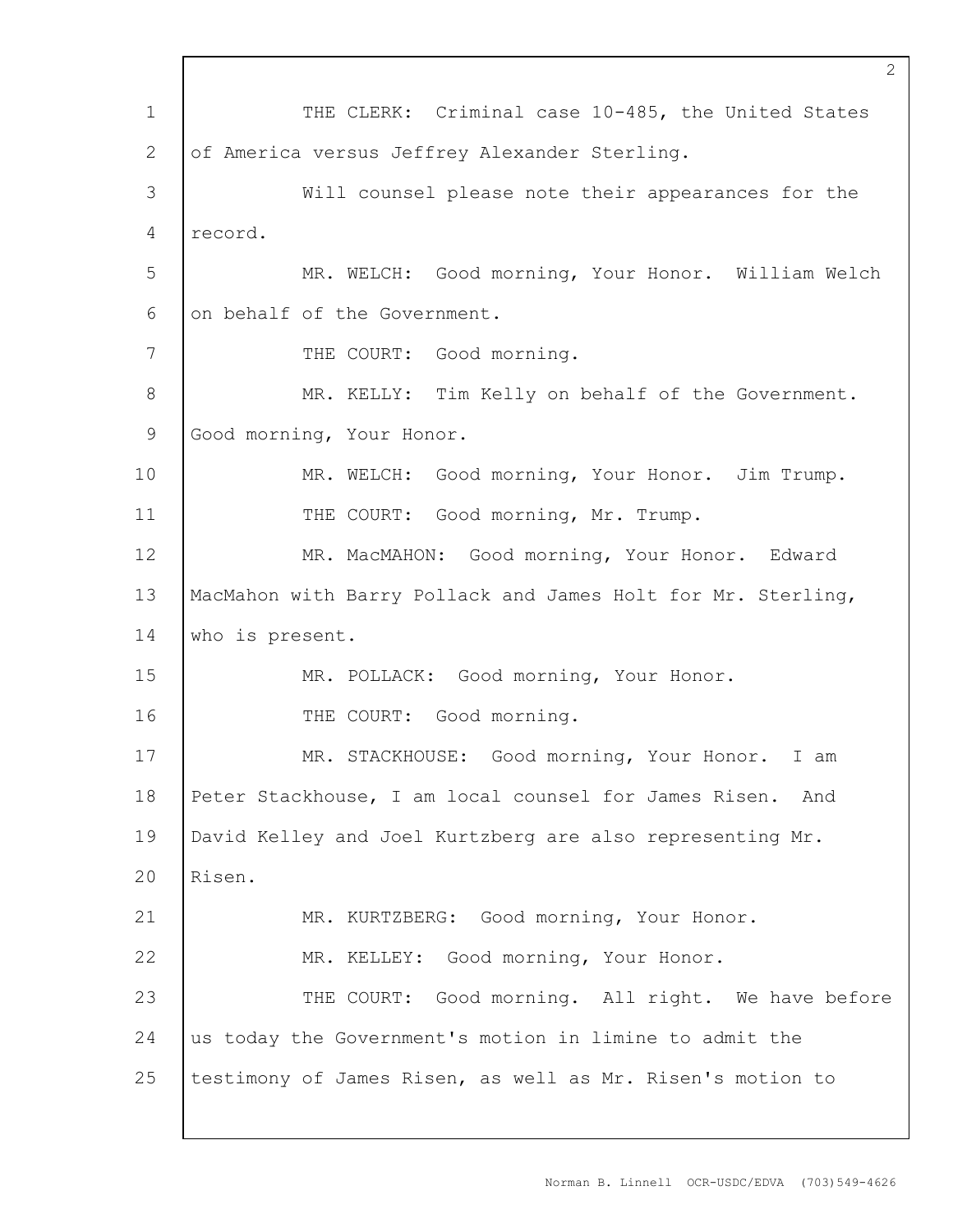THE CLERK: Criminal case 10-485, the United States of America versus Jeffrey Alexander Sterling.

Will counsel please note their appearances for the record.

MR. WELCH: Good morning, Your Honor. William Welch on behalf of the Government.

THE COURT: Good morning.

MR. KELLY: Tim Kelly on behalf of the Government. Good morning, Your Honor.

MR. WELCH: Good morning, Your Honor. Jim Trump.

THE COURT: Good morning, Mr. Trump.

MR. MacMAHON: Good morning, Your Honor. Edward MacMahon with Barry Pollack and James Holt for Mr. Sterling, who is present.

MR. POLLACK: Good morning, Your Honor.

THE COURT: Good morning.

MR. STACKHOUSE: Good morning, Your Honor. I am Peter Stackhouse, I am local counsel for James Risen. And David Kelley and Joel Kurtzberg are also representing Mr. Risen.

MR. KURTZBERG: Good morning, Your Honor.

MR. KELLEY: Good morning, Your Honor.

THE COURT: Good morning. All right. We have before us today the Government's motion in limine to admit the testimony of James Risen, as well as Mr. Risen's motion to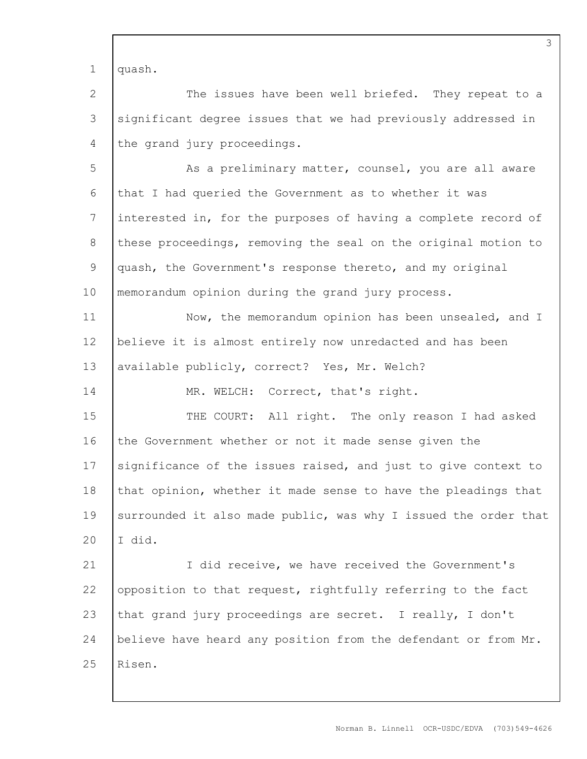quash.

The issues have been well briefed. They repeat to a significant degree issues that we had previously addressed in the grand jury proceedings.

As a preliminary matter, counsel, you are all aware that I had queried the Government as to whether it was interested in, for the purposes of having a complete record of these proceedings, removing the seal on the original motion to quash, the Government's response thereto, and my original memorandum opinion during the grand jury process.

Now, the memorandum opinion has been unsealed, and I believe it is almost entirely now unredacted and has been available publicly, correct? Yes, Mr. Welch?

MR. WELCH: Correct, that's right.

THE COURT: All right. The only reason I had asked the Government whether or not it made sense given the significance of the issues raised, and just to give context to that opinion, whether it made sense to have the pleadings that surrounded it also made public, was why I issued the order that I did.

I did receive, we have received the Government's opposition to that request, rightfully referring to the fact that grand jury proceedings are secret. I really, I don't believe have heard any position from the defendant or from Mr. Risen.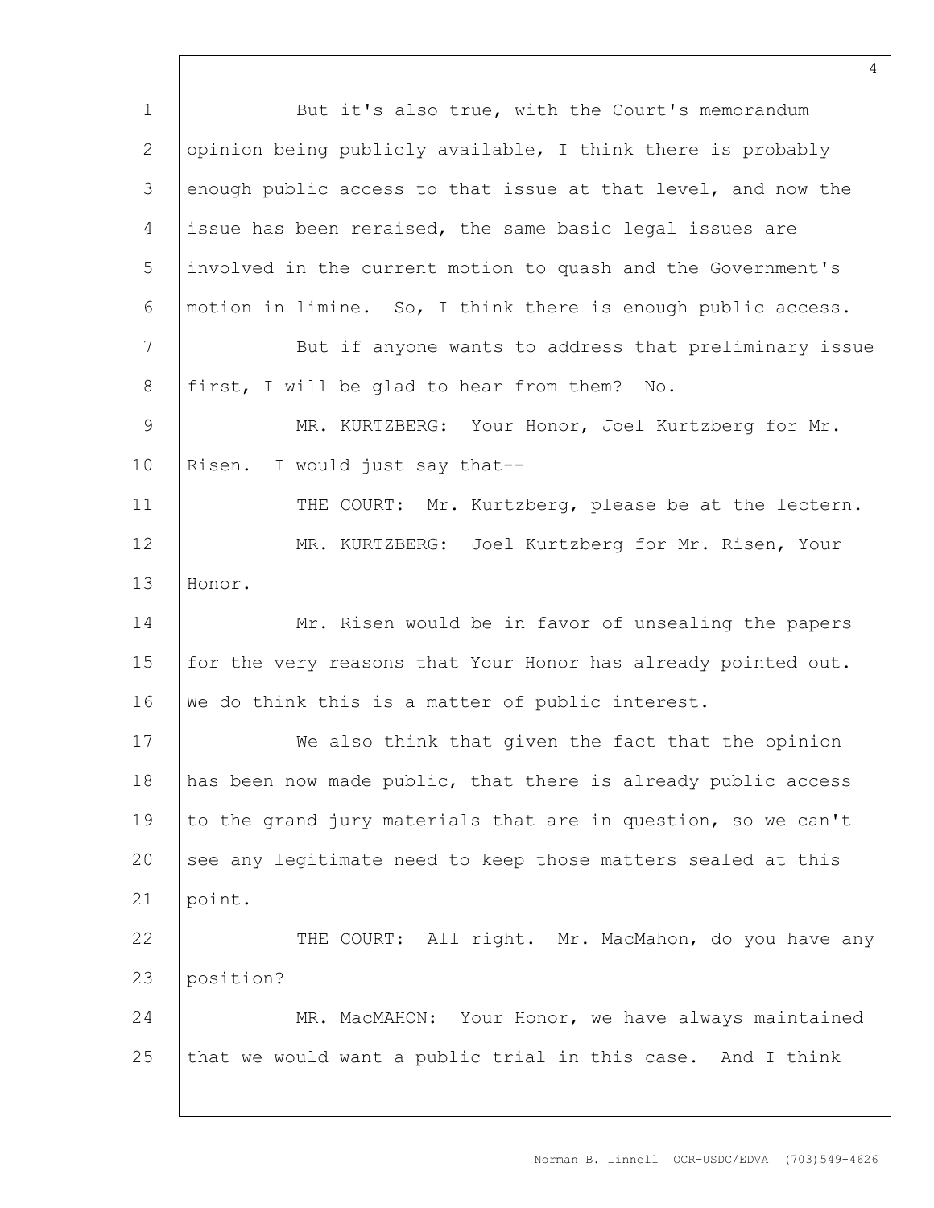But it's also true, with the Court's memorandum opinion being publicly available, I think there is probably enough public access to that issue at that level, and now the issue has been reraised, the same basic legal issues are involved in the current motion to quash and the Government's motion in limine. So, I think there is enough public access.

But if anyone wants to address that preliminary issue first, I will be glad to hear from them? No.

MR. KURTZBERG: Your Honor, Joel Kurtzberg for Mr. Risen. I would just say that--

THE COURT: Mr. Kurtzberg, please be at the lectern.

MR. KURTZBERG: Joel Kurtzberg for Mr. Risen, Your Honor.

Mr. Risen would be in favor of unsealing the papers for the very reasons that Your Honor has already pointed out. We do think this is a matter of public interest.

We also think that given the fact that the opinion has been now made public, that there is already public access to the grand jury materials that are in question, so we can't see any legitimate need to keep those matters sealed at this point.

THE COURT: All right. Mr. MacMahon, do you have any position?

MR. MacMAHON: Your Honor, we have always maintained that we would want a public trial in this case. And I think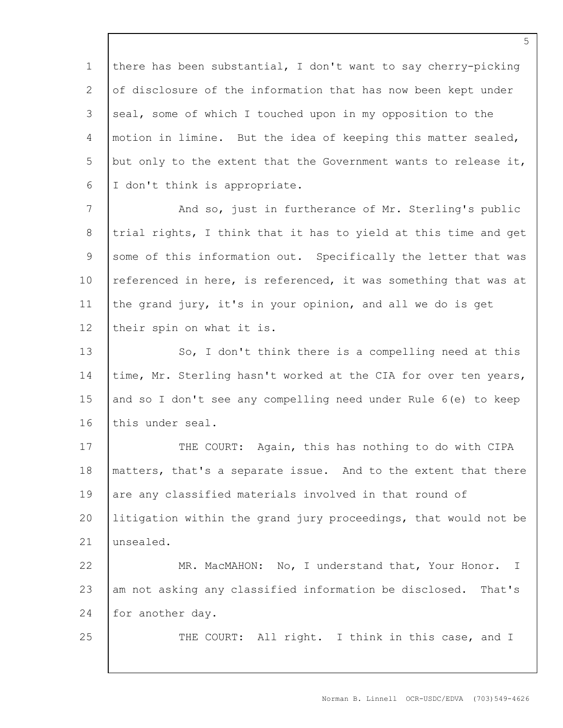there has been substantial, I don't want to say cherry-picking of disclosure of the information that has now been kept under seal, some of which I touched upon in my opposition to the motion in limine. But the idea of keeping this matter sealed, but only to the extent that the Government wants to release it, I don't think is appropriate.

And so, just in furtherance of Mr. Sterling's public trial rights, I think that it has to yield at this time and get some of this information out. Specifically the letter that was referenced in here, is referenced, it was something that was at the grand jury, it's in your opinion, and all we do is get their spin on what it is.

So, I don't think there is a compelling need at this time, Mr. Sterling hasn't worked at the CIA for over ten years, and so I don't see any compelling need under Rule 6(e) to keep this under seal.

THE COURT: Again, this has nothing to do with CIPA matters, that's a separate issue. And to the extent that there are any classified materials involved in that round of litigation within the grand jury proceedings, that would not be unsealed.

MR. MacMAHON: No, I understand that, Your Honor. I am not asking any classified information be disclosed. That's for another day.

THE COURT: All right. I think in this case, and I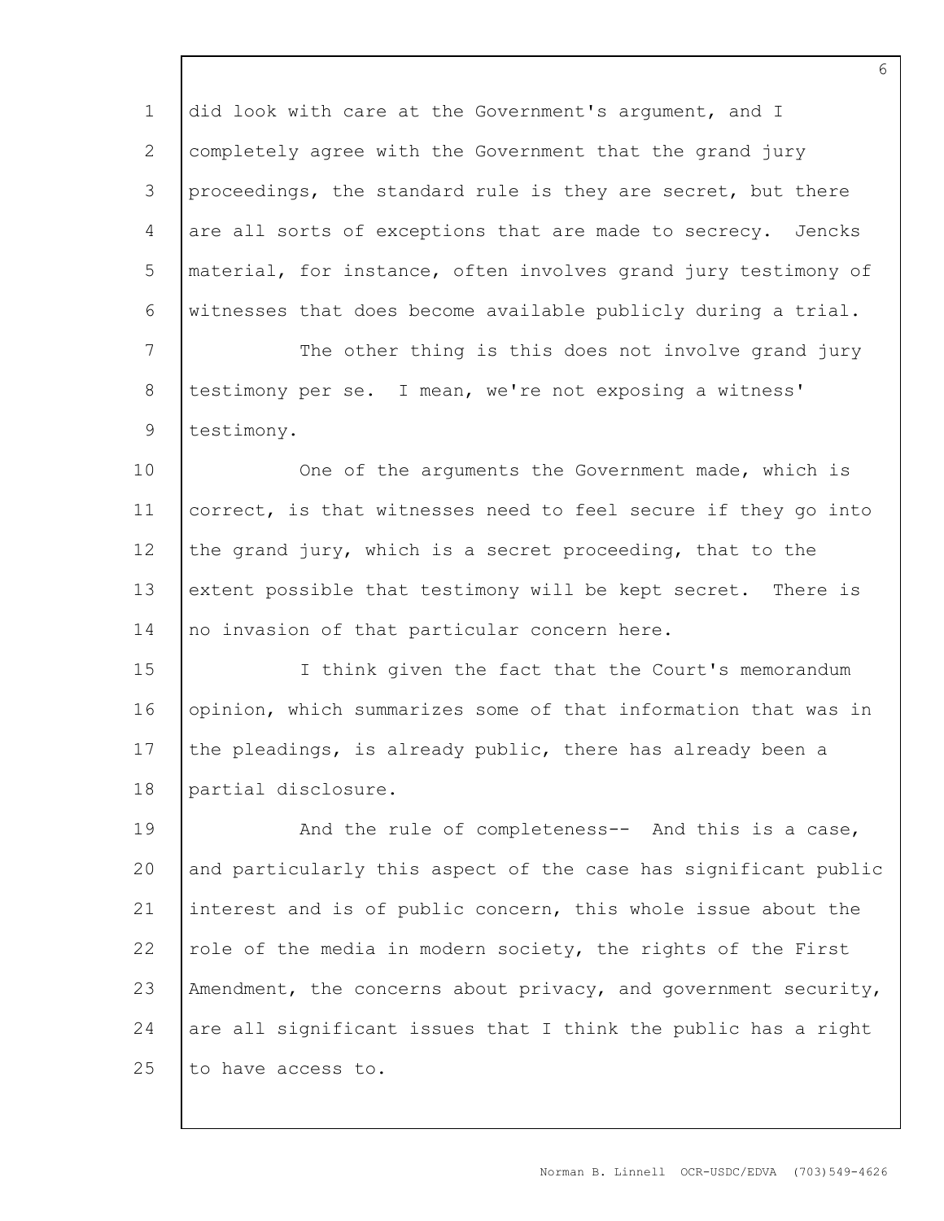did look with care at the Government's argument, and I completely agree with the Government that the grand jury proceedings, the standard rule is they are secret, but there are all sorts of exceptions that are made to secrecy. Jencks material, for instance, often involves grand jury testimony of witnesses that does become available publicly during a trial.

The other thing is this does not involve grand jury testimony per se. I mean, we're not exposing a witness' testimony.

One of the arguments the Government made, which is correct, is that witnesses need to feel secure if they go into the grand jury, which is a secret proceeding, that to the extent possible that testimony will be kept secret. There is no invasion of that particular concern here.

I think given the fact that the Court's memorandum opinion, which summarizes some of that information that was in the pleadings, is already public, there has already been a partial disclosure.

And the rule of completeness-- And this is a case, and particularly this aspect of the case has significant public interest and is of public concern, this whole issue about the role of the media in modern society, the rights of the First Amendment, the concerns about privacy, and government security, are all significant issues that I think the public has a right to have access to.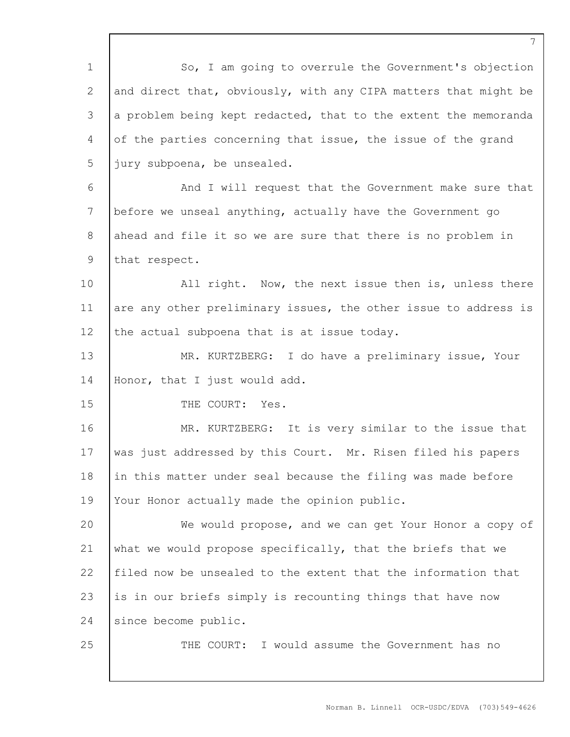So, I am going to overrule the Government's objection and direct that, obviously, with any CIPA matters that might be a problem being kept redacted, that to the extent the memoranda of the parties concerning that issue, the issue of the grand jury subpoena, be unsealed.

And I will request that the Government make sure that before we unseal anything, actually have the Government go ahead and file it so we are sure that there is no problem in that respect.

All right. Now, the next issue then is, unless there are any other preliminary issues, the other issue to address is the actual subpoena that is at issue today.

MR. KURTZBERG: I do have a preliminary issue, Your Honor, that I just would add.

THE COURT: Yes.

MR. KURTZBERG: It is very similar to the issue that was just addressed by this Court. Mr. Risen filed his papers in this matter under seal because the filing was made before Your Honor actually made the opinion public.

We would propose, and we can get Your Honor a copy of what we would propose specifically, that the briefs that we filed now be unsealed to the extent that the information that is in our briefs simply is recounting things that have now since become public.

THE COURT: I would assume the Government has no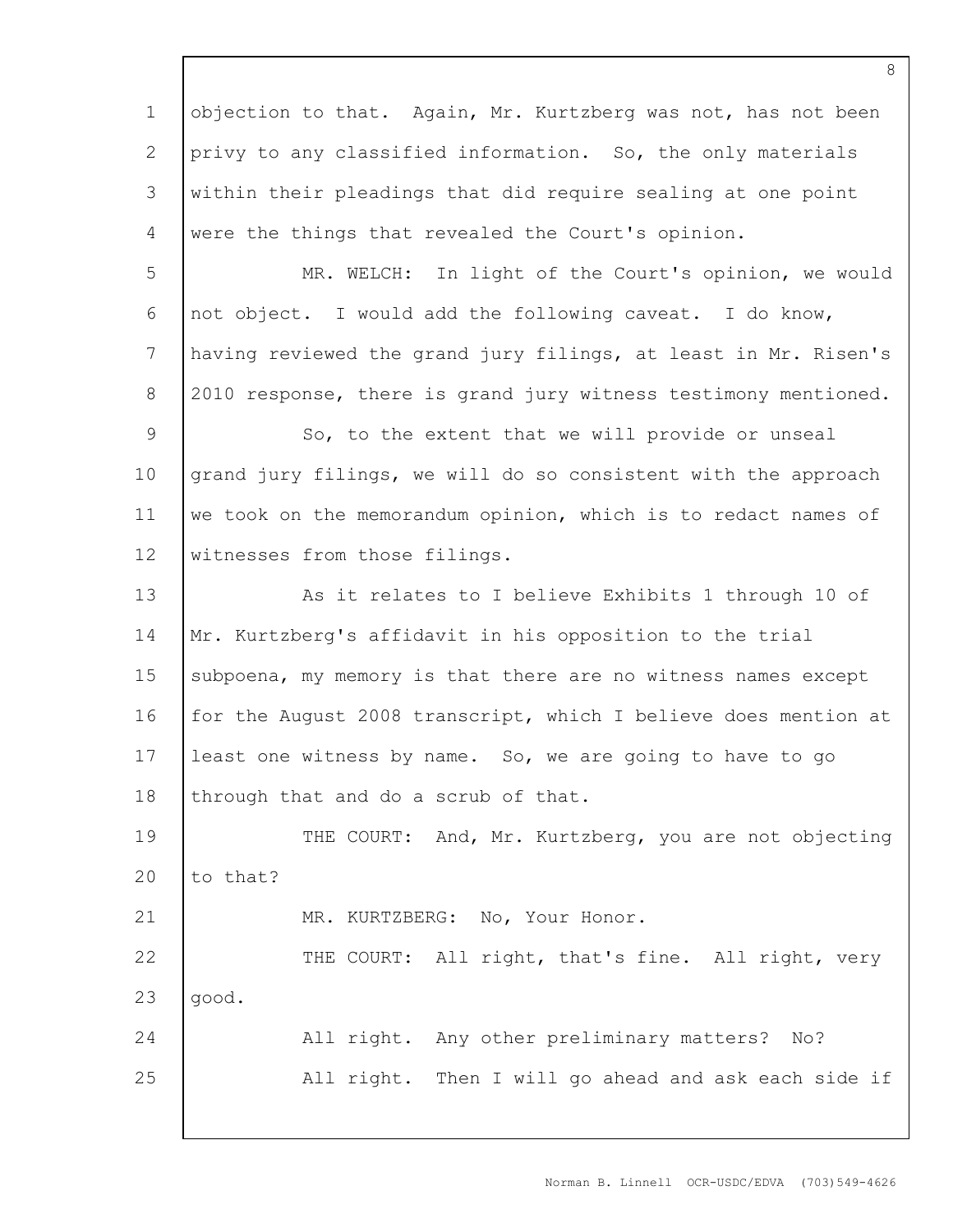objection to that. Again, Mr. Kurtzberg was not, has not been privy to any classified information. So, the only materials within their pleadings that did require sealing at one point were the things that revealed the Court's opinion.

MR. WELCH: In light of the Court's opinion, we would not object. I would add the following caveat. I do know, having reviewed the grand jury filings, at least in Mr. Risen's 2010 response, there is grand jury witness testimony mentioned.

So, to the extent that we will provide or unseal grand jury filings, we will do so consistent with the approach we took on the memorandum opinion, which is to redact names of witnesses from those filings.

As it relates to I believe Exhibits 1 through 10 of Mr. Kurtzberg's affidavit in his opposition to the trial subpoena, my memory is that there are no witness names except for the August 2008 transcript, which I believe does mention at least one witness by name. So, we are going to have to go through that and do a scrub of that.

THE COURT: And, Mr. Kurtzberg, you are not objecting to that?

MR. KURTZBERG: No, Your Honor.

THE COURT: All right, that's fine. All right, very good.

All right. Any other preliminary matters? No?

All right. Then I will go ahead and ask each side if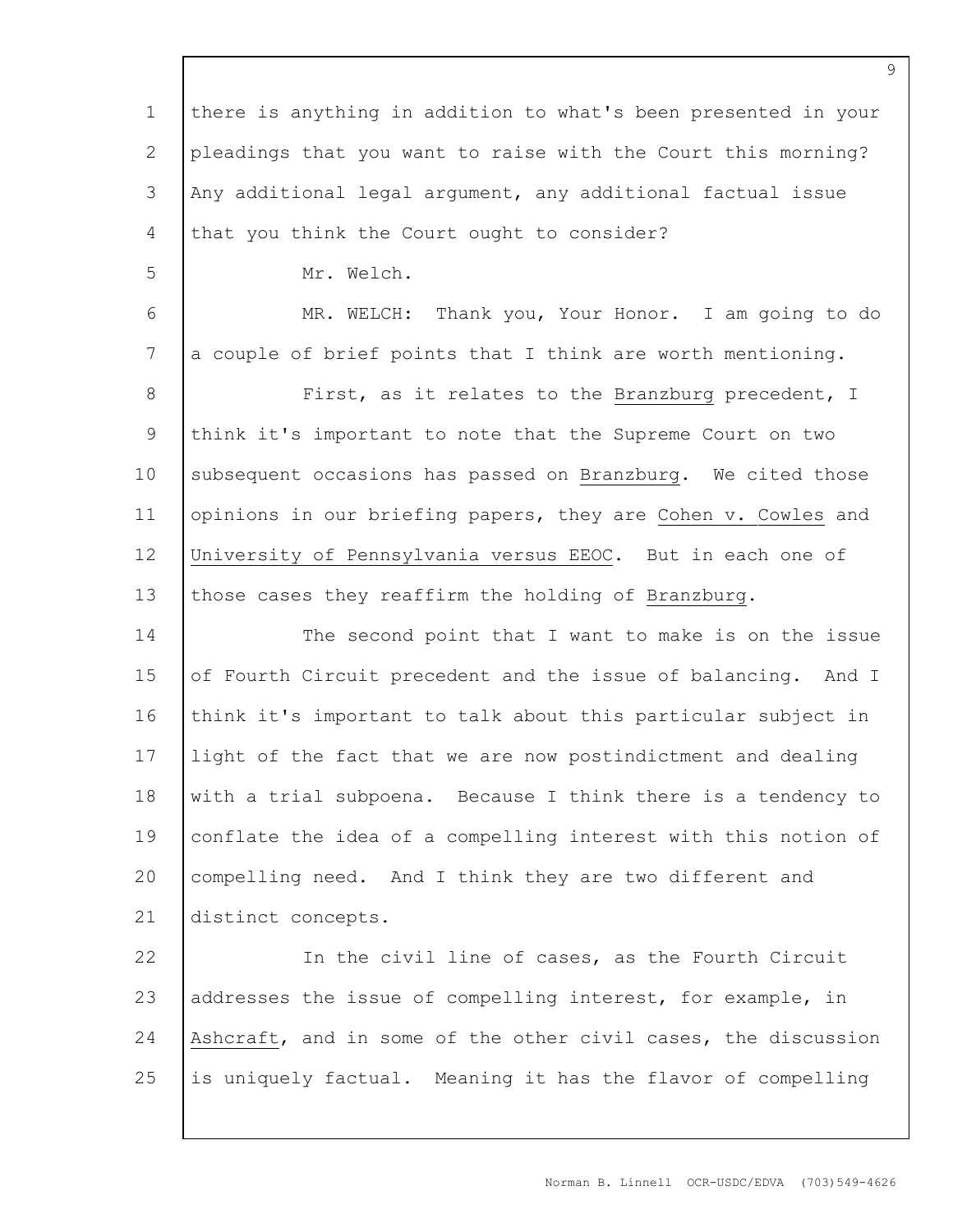there is anything in addition to what's been presented in your pleadings that you want to raise with the Court this morning? Any additional legal argument, any additional factual issue that you think the Court ought to consider?

Mr. Welch.

MR. WELCH: Thank you, Your Honor. I am going to do a couple of brief points that I think are worth mentioning.

First, as it relates to the Branzburg precedent, I think it's important to note that the Supreme Court on two subsequent occasions has passed on Branzburg. We cited those opinions in our briefing papers, they are Cohen v. Cowles and University of Pennsylvania versus EEOC. But in each one of those cases they reaffirm the holding of Branzburg.

The second point that I want to make is on the issue of Fourth Circuit precedent and the issue of balancing. And I think it's important to talk about this particular subject in light of the fact that we are now postindictment and dealing with a trial subpoena. Because I think there is a tendency to conflate the idea of a compelling interest with this notion of compelling need. And I think they are two different and distinct concepts.

In the civil line of cases, as the Fourth Circuit addresses the issue of compelling interest, for example, in Ashcraft, and in some of the other civil cases, the discussion is uniquely factual. Meaning it has the flavor of compelling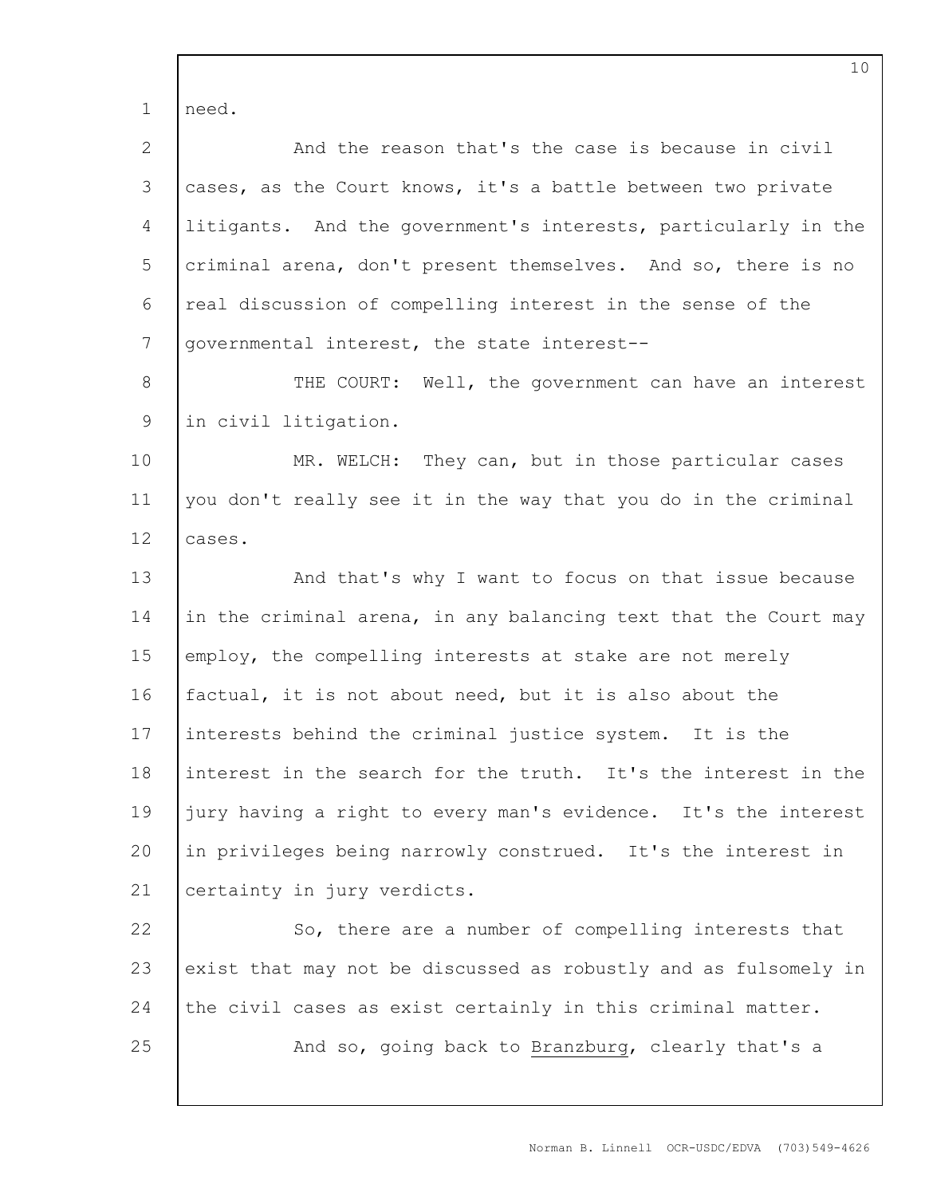need.

And the reason that's the case is because in civil cases, as the Court knows, it's a battle between two private litigants. And the government's interests, particularly in the criminal arena, don't present themselves. And so, there is no real discussion of compelling interest in the sense of the governmental interest, the state interest--

THE COURT: Well, the government can have an interest in civil litigation.

MR. WELCH: They can, but in those particular cases you don't really see it in the way that you do in the criminal cases.

And that's why I want to focus on that issue because in the criminal arena, in any balancing text that the Court may employ, the compelling interests at stake are not merely factual, it is not about need, but it is also about the interests behind the criminal justice system. It is the interest in the search for the truth. It's the interest in the jury having a right to every man's evidence. It's the interest in privileges being narrowly construed. It's the interest in certainty in jury verdicts.

So, there are a number of compelling interests that exist that may not be discussed as robustly and as fulsomely in the civil cases as exist certainly in this criminal matter.

And so, going back to Branzburg, clearly that's a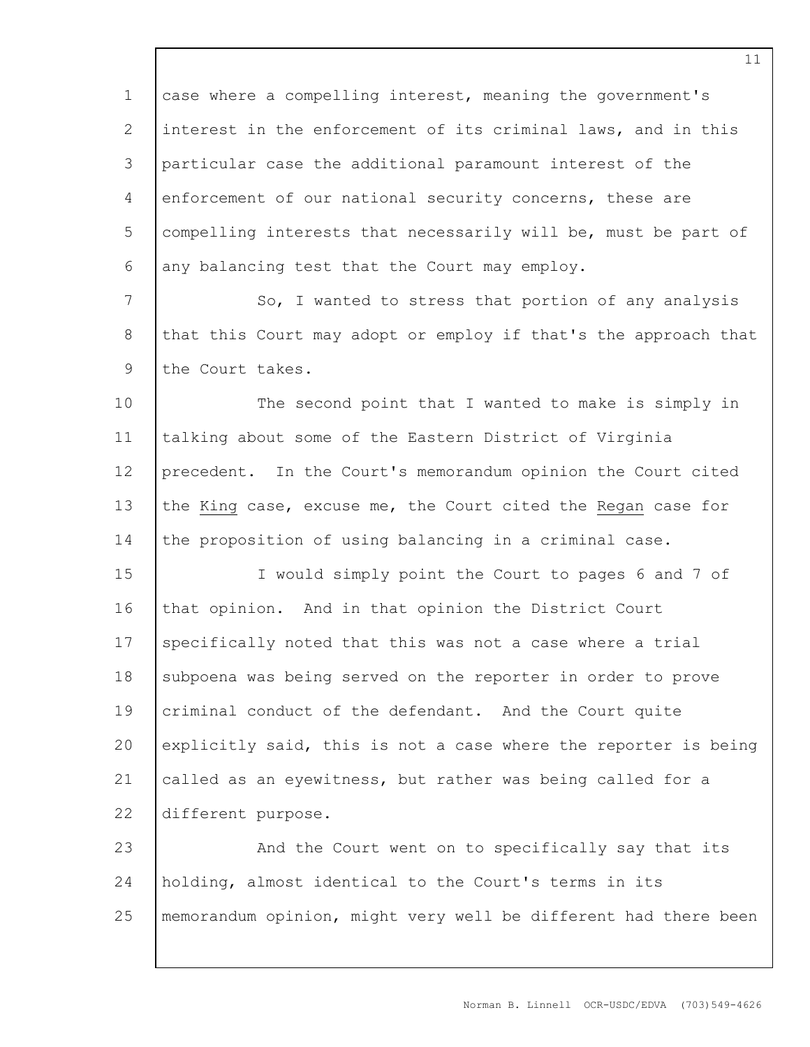case where a compelling interest, meaning the government's interest in the enforcement of its criminal laws, and in this particular case the additional paramount interest of the enforcement of our national security concerns, these are compelling interests that necessarily will be, must be part of any balancing test that the Court may employ.

So, I wanted to stress that portion of any analysis that this Court may adopt or employ if that's the approach that the Court takes.

The second point that I wanted to make is simply in talking about some of the Eastern District of Virginia precedent. In the Court's memorandum opinion the Court cited the King case, excuse me, the Court cited the Regan case for the proposition of using balancing in a criminal case.

I would simply point the Court to pages 6 and 7 of that opinion. And in that opinion the District Court specifically noted that this was not a case where a trial subpoena was being served on the reporter in order to prove criminal conduct of the defendant. And the Court quite explicitly said, this is not a case where the reporter is being called as an eyewitness, but rather was being called for a different purpose.

And the Court went on to specifically say that its holding, almost identical to the Court's terms in its memorandum opinion, might very well be different had there been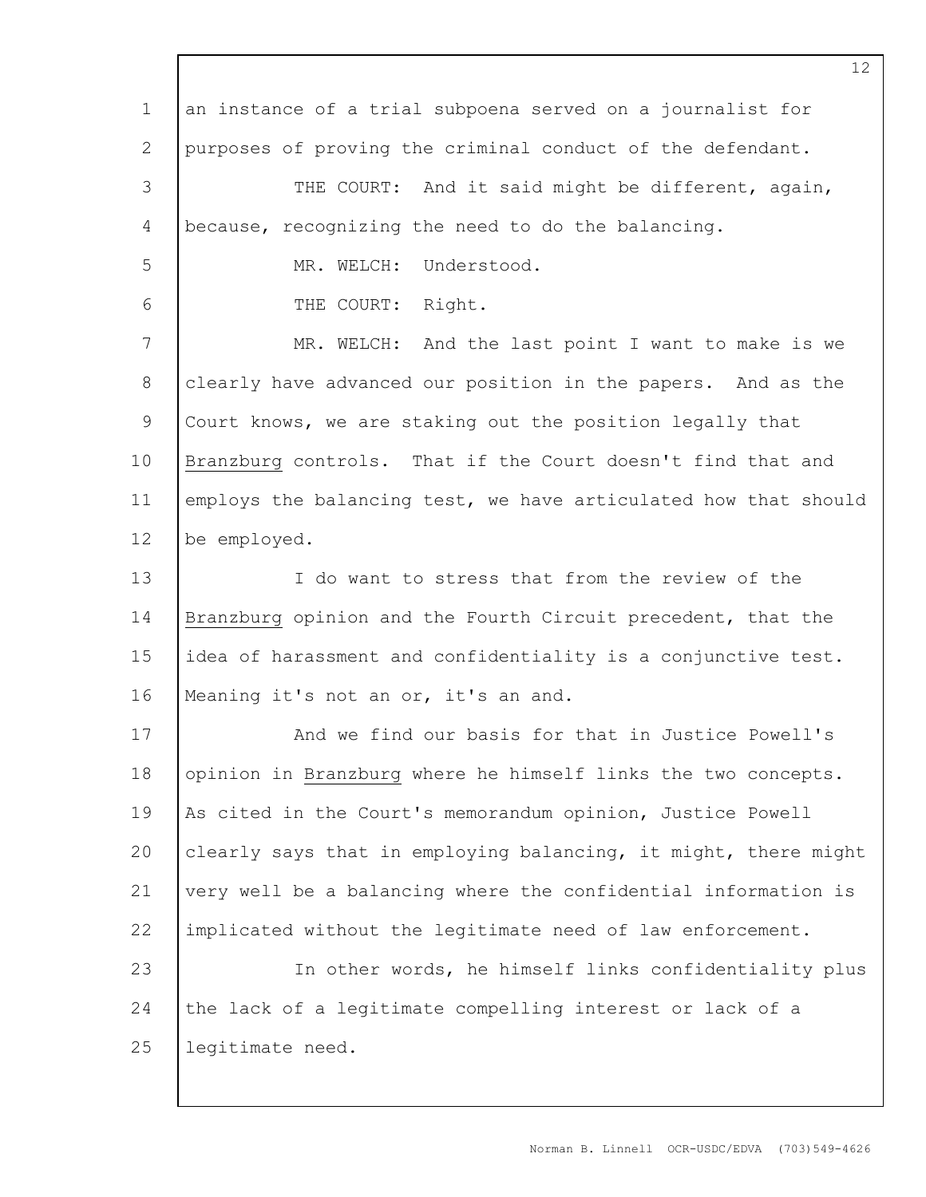an instance of a trial subpoena served on a journalist for purposes of proving the criminal conduct of the defendant.

THE COURT: And it said might be different, again, because, recognizing the need to do the balancing.

MR. WELCH: Understood.

THE COURT: Right.

MR. WELCH: And the last point I want to make is we clearly have advanced our position in the papers. And as the Court knows, we are staking out the position legally that Branzburg controls. That if the Court doesn't find that and employs the balancing test, we have articulated how that should be employed.

I do want to stress that from the review of the Branzburg opinion and the Fourth Circuit precedent, that the idea of harassment and confidentiality is a conjunctive test. Meaning it's not an or, it's an and.

And we find our basis for that in Justice Powell's opinion in Branzburg where he himself links the two concepts. As cited in the Court's memorandum opinion, Justice Powell clearly says that in employing balancing, it might, there might very well be a balancing where the confidential information is implicated without the legitimate need of law enforcement.

In other words, he himself links confidentiality plus the lack of a legitimate compelling interest or lack of a legitimate need.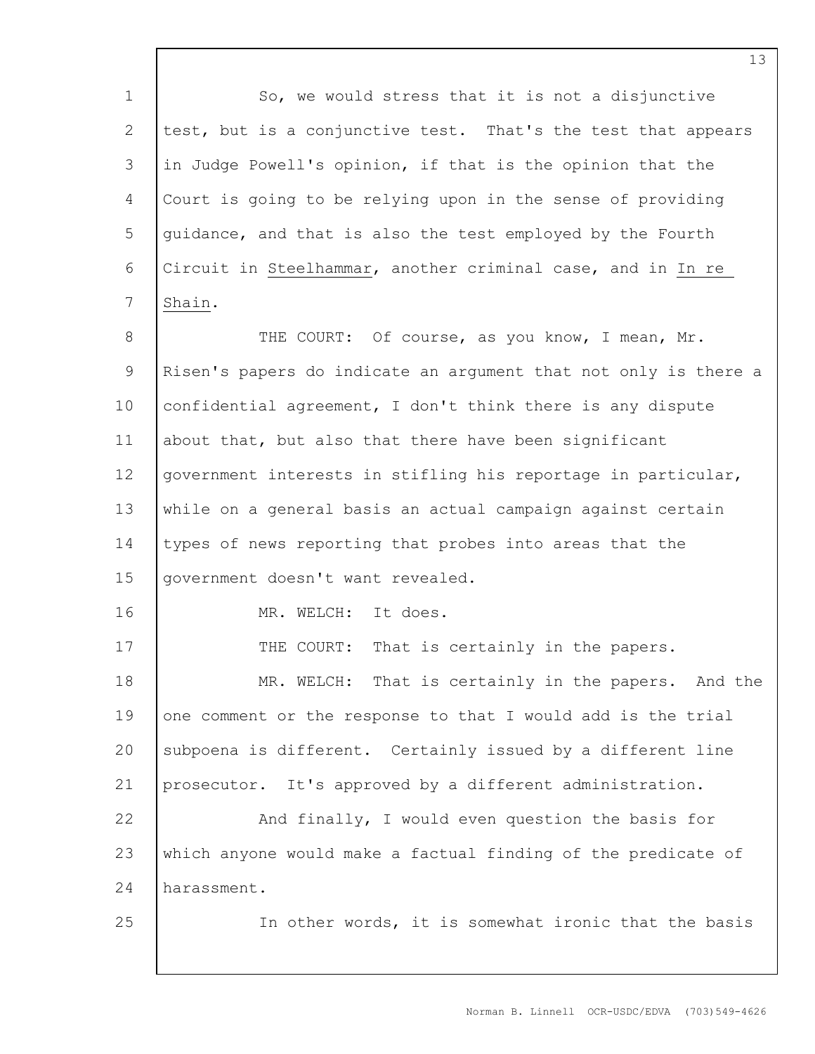So, we would stress that it is not a disjunctive test, but is a conjunctive test. That's the test that appears in Judge Powell's opinion, if that is the opinion that the Court is going to be relying upon in the sense of providing guidance, and that is also the test employed by the Fourth Circuit in Steelhammar, another criminal case, and in In re Shain.

THE COURT: Of course, as you know, I mean, Mr. Risen's papers do indicate an argument that not only is there a confidential agreement, I don't think there is any dispute about that, but also that there have been significant government interests in stifling his reportage in particular, while on a general basis an actual campaign against certain types of news reporting that probes into areas that the government doesn't want revealed.

MR. WELCH: It does.

THE COURT: That is certainly in the papers.

MR. WELCH: That is certainly in the papers. And the one comment or the response to that I would add is the trial subpoena is different. Certainly issued by a different line prosecutor. It's approved by a different administration.

And finally, I would even question the basis for which anyone would make a factual finding of the predicate of harassment.

In other words, it is somewhat ironic that the basis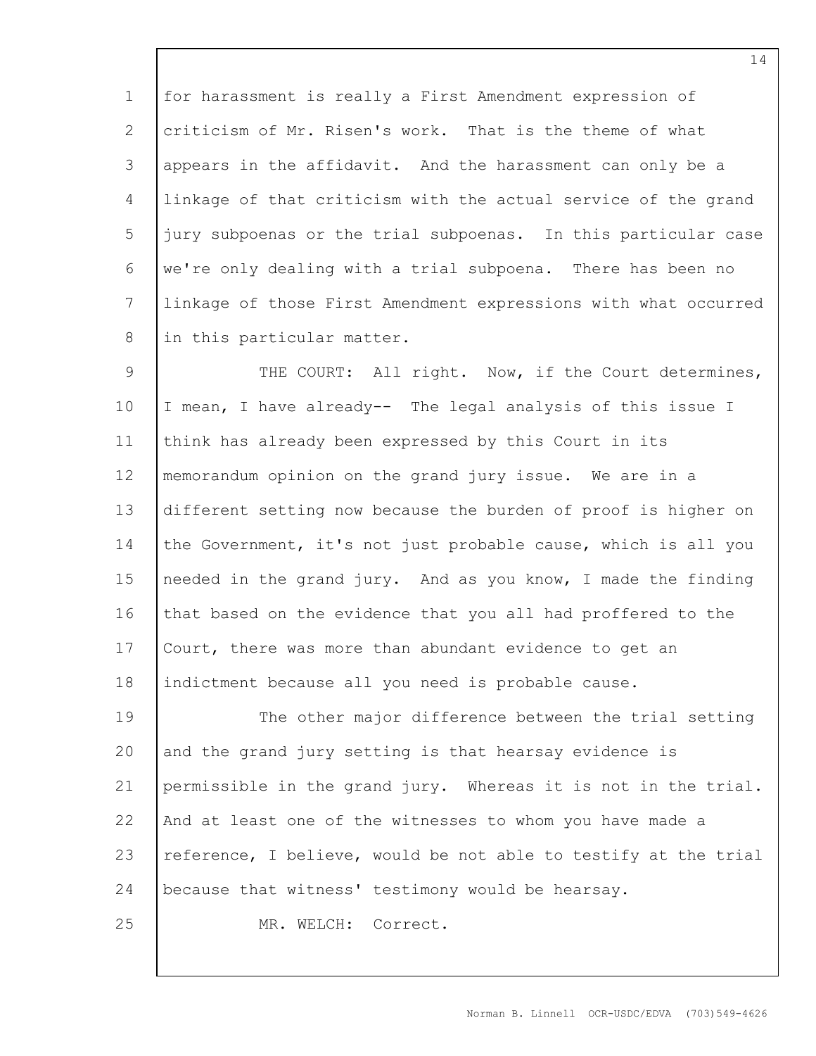for harassment is really a First Amendment expression of criticism of Mr. Risen's work. That is the theme of what appears in the affidavit. And the harassment can only be a linkage of that criticism with the actual service of the grand jury subpoenas or the trial subpoenas. In this particular case we're only dealing with a trial subpoena. There has been no linkage of those First Amendment expressions with what occurred in this particular matter.

THE COURT: All right. Now, if the Court determines, I mean, I have already-- The legal analysis of this issue I think has already been expressed by this Court in its memorandum opinion on the grand jury issue. We are in a different setting now because the burden of proof is higher on the Government, it's not just probable cause, which is all you needed in the grand jury. And as you know, I made the finding that based on the evidence that you all had proffered to the Court, there was more than abundant evidence to get an indictment because all you need is probable cause.

The other major difference between the trial setting and the grand jury setting is that hearsay evidence is permissible in the grand jury. Whereas it is not in the trial. And at least one of the witnesses to whom you have made a reference, I believe, would be not able to testify at the trial because that witness' testimony would be hearsay.

MR. WELCH: Correct.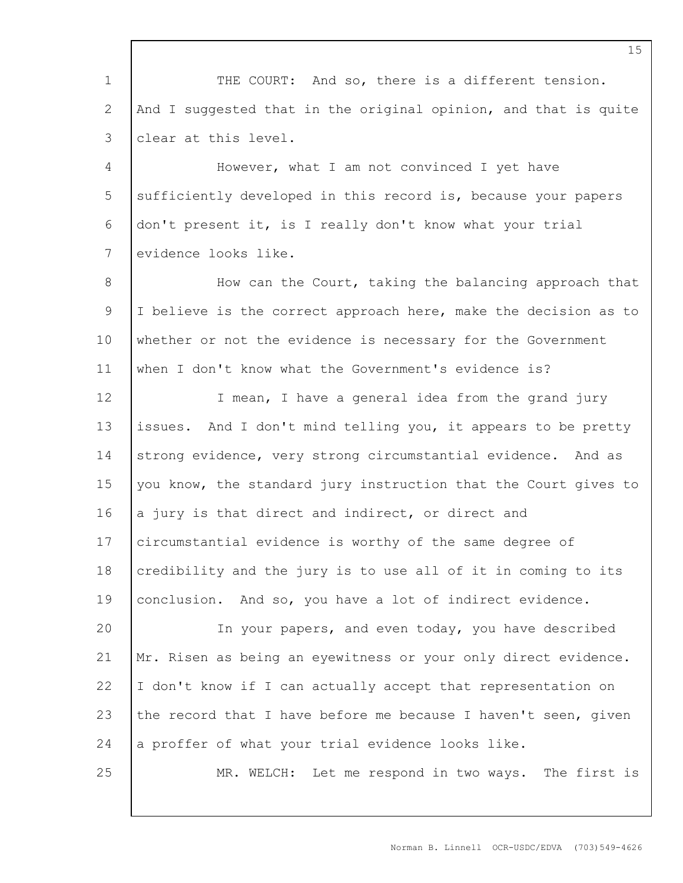THE COURT: And so, there is a different tension. And I suggested that in the original opinion, and that is quite clear at this level.

However, what I am not convinced I yet have sufficiently developed in this record is, because your papers don't present it, is I really don't know what your trial evidence looks like.

How can the Court, taking the balancing approach that I believe is the correct approach here, make the decision as to whether or not the evidence is necessary for the Government when I don't know what the Government's evidence is?

I mean, I have a general idea from the grand jury issues. And I don't mind telling you, it appears to be pretty strong evidence, very strong circumstantial evidence. And as you know, the standard jury instruction that the Court gives to a jury is that direct and indirect, or direct and circumstantial evidence is worthy of the same degree of credibility and the jury is to use all of it in coming to its conclusion. And so, you have a lot of indirect evidence.

In your papers, and even today, you have described Mr. Risen as being an eyewitness or your only direct evidence. I don't know if I can actually accept that representation on the record that I have before me because I haven't seen, given a proffer of what your trial evidence looks like.

MR. WELCH: Let me respond in two ways. The first is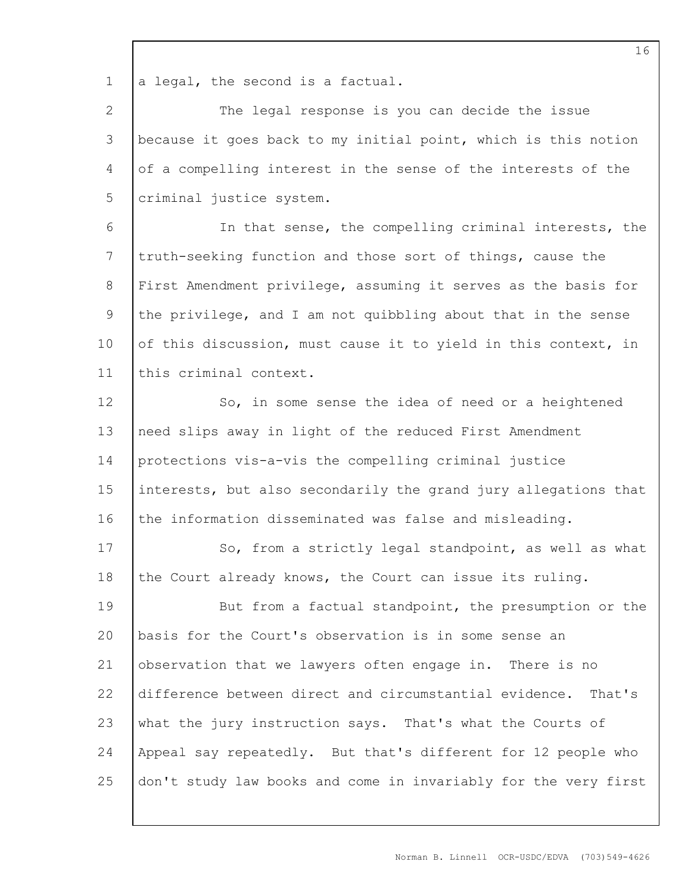a legal, the second is a factual.

The legal response is you can decide the issue because it goes back to my initial point, which is this notion of a compelling interest in the sense of the interests of the criminal justice system.

In that sense, the compelling criminal interests, the truth-seeking function and those sort of things, cause the First Amendment privilege, assuming it serves as the basis for the privilege, and I am not quibbling about that in the sense of this discussion, must cause it to yield in this context, in this criminal context.

So, in some sense the idea of need or a heightened need slips away in light of the reduced First Amendment protections vis-a-vis the compelling criminal justice interests, but also secondarily the grand jury allegations that the information disseminated was false and misleading.

So, from a strictly legal standpoint, as well as what the Court already knows, the Court can issue its ruling.

But from a factual standpoint, the presumption or the basis for the Court's observation is in some sense an observation that we lawyers often engage in. There is no difference between direct and circumstantial evidence. That's what the jury instruction says. That's what the Courts of Appeal say repeatedly. But that's different for 12 people who don't study law books and come in invariably for the very first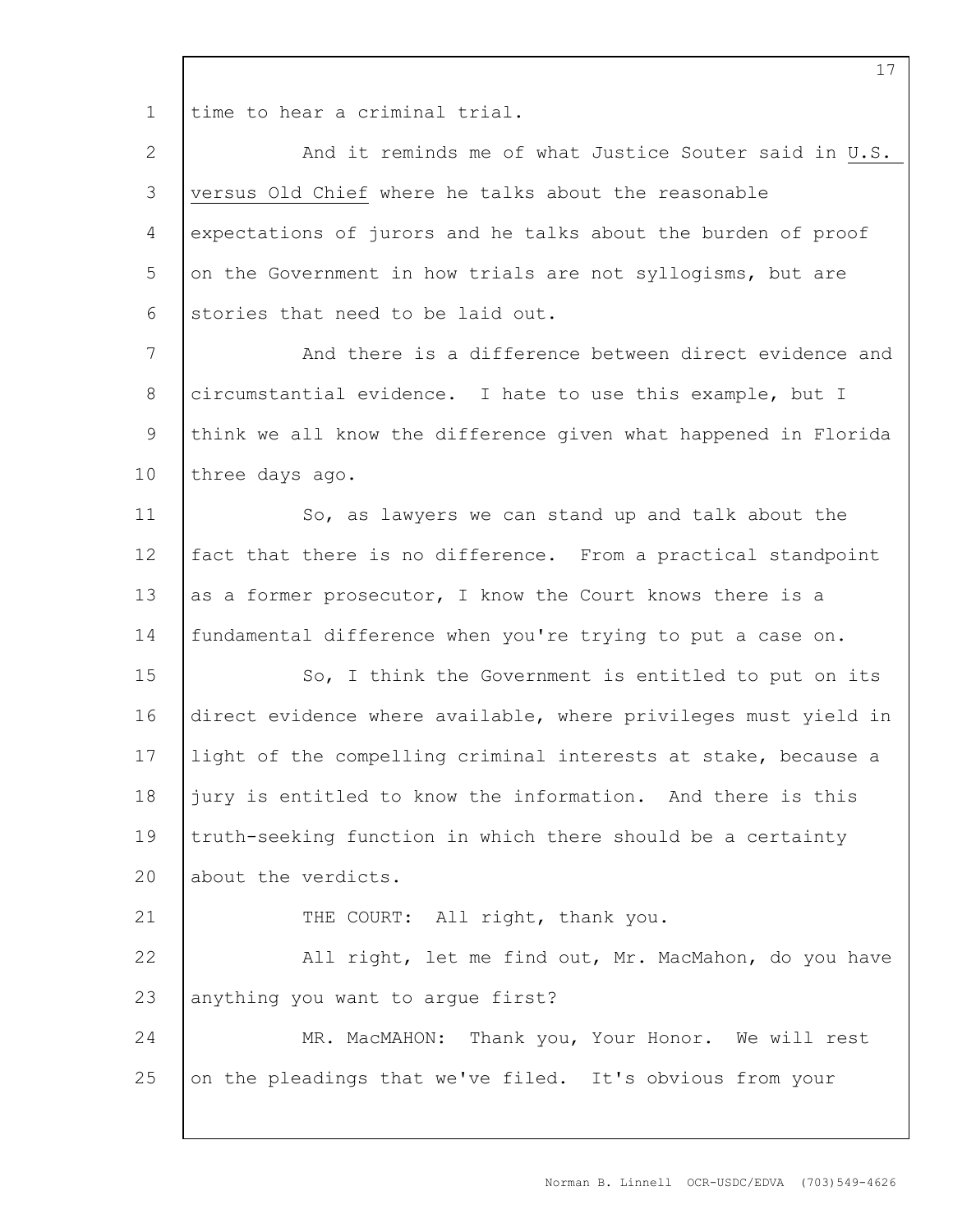time to hear a criminal trial.

And it reminds me of what Justice Souter said in U.S. versus Old Chief where he talks about the reasonable expectations of jurors and he talks about the burden of proof on the Government in how trials are not syllogisms, but are stories that need to be laid out.

And there is a difference between direct evidence and circumstantial evidence. I hate to use this example, but I think we all know the difference given what happened in Florida three days ago.

So, as lawyers we can stand up and talk about the fact that there is no difference. From a practical standpoint as a former prosecutor, I know the Court knows there is a fundamental difference when you're trying to put a case on.

So, I think the Government is entitled to put on its direct evidence where available, where privileges must yield in light of the compelling criminal interests at stake, because a jury is entitled to know the information. And there is this truth-seeking function in which there should be a certainty about the verdicts.

THE COURT: All right, thank you.

All right, let me find out, Mr. MacMahon, do you have anything you want to argue first?

MR. MacMAHON: Thank you, Your Honor. We will rest on the pleadings that we've filed. It's obvious from your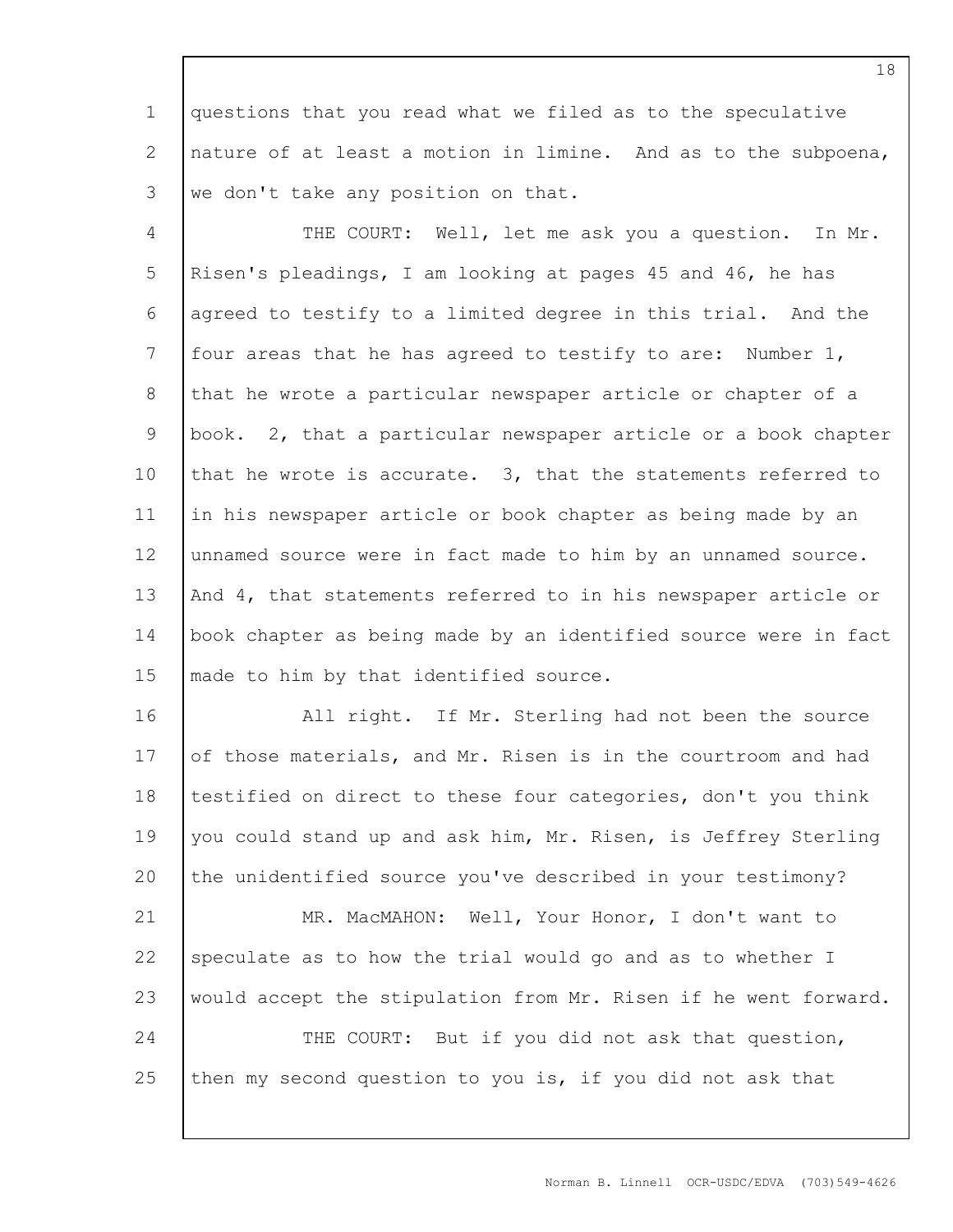questions that you read what we filed as to the speculative nature of at least a motion in limine. And as to the subpoena, we don't take any position on that.

THE COURT: Well, let me ask you a question. In Mr. Risen's pleadings, I am looking at pages 45 and 46, he has agreed to testify to a limited degree in this trial. And the four areas that he has agreed to testify to are: Number 1, that he wrote a particular newspaper article or chapter of a book. 2, that a particular newspaper article or a book chapter that he wrote is accurate. 3, that the statements referred to in his newspaper article or book chapter as being made by an unnamed source were in fact made to him by an unnamed source. And 4, that statements referred to in his newspaper article or book chapter as being made by an identified source were in fact made to him by that identified source.

All right. If Mr. Sterling had not been the source of those materials, and Mr. Risen is in the courtroom and had testified on direct to these four categories, don't you think you could stand up and ask him, Mr. Risen, is Jeffrey Sterling the unidentified source you've described in your testimony?

MR. MacMAHON: Well, Your Honor, I don't want to speculate as to how the trial would go and as to whether I would accept the stipulation from Mr. Risen if he went forward.

THE COURT: But if you did not ask that question, then my second question to you is, if you did not ask that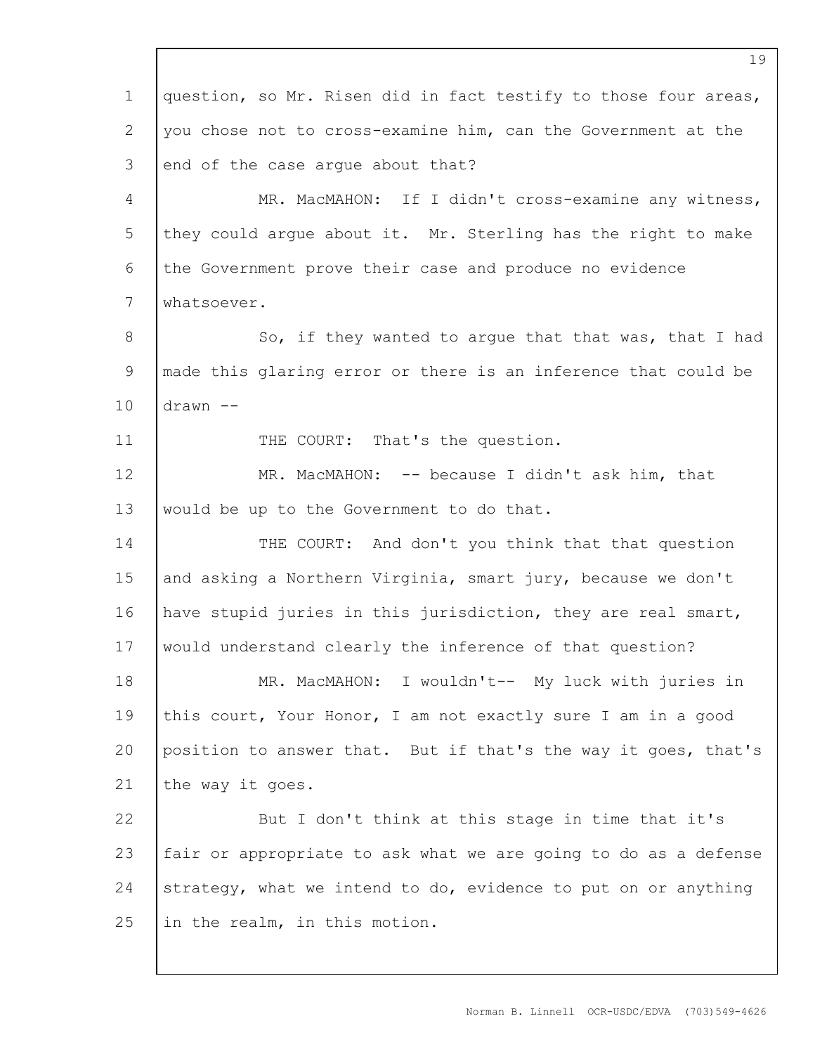question, so Mr. Risen did in fact testify to those four areas, you chose not to cross-examine him, can the Government at the end of the case argue about that?

MR. MacMAHON: If I didn't cross-examine any witness, they could argue about it. Mr. Sterling has the right to make the Government prove their case and produce no evidence whatsoever.

So, if they wanted to argue that that was, that I had made this glaring error or there is an inference that could be drawn --

THE COURT: That's the question.

MR. MacMAHON: -- because I didn't ask him, that would be up to the Government to do that.

THE COURT: And don't you think that that question and asking a Northern Virginia, smart jury, because we don't have stupid juries in this jurisdiction, they are real smart, would understand clearly the inference of that question?

MR. MacMAHON: I wouldn't-- My luck with juries in this court, Your Honor, I am not exactly sure I am in a good position to answer that. But if that's the way it goes, that's the way it goes.

But I don't think at this stage in time that it's fair or appropriate to ask what we are going to do as a defense strategy, what we intend to do, evidence to put on or anything in the realm, in this motion.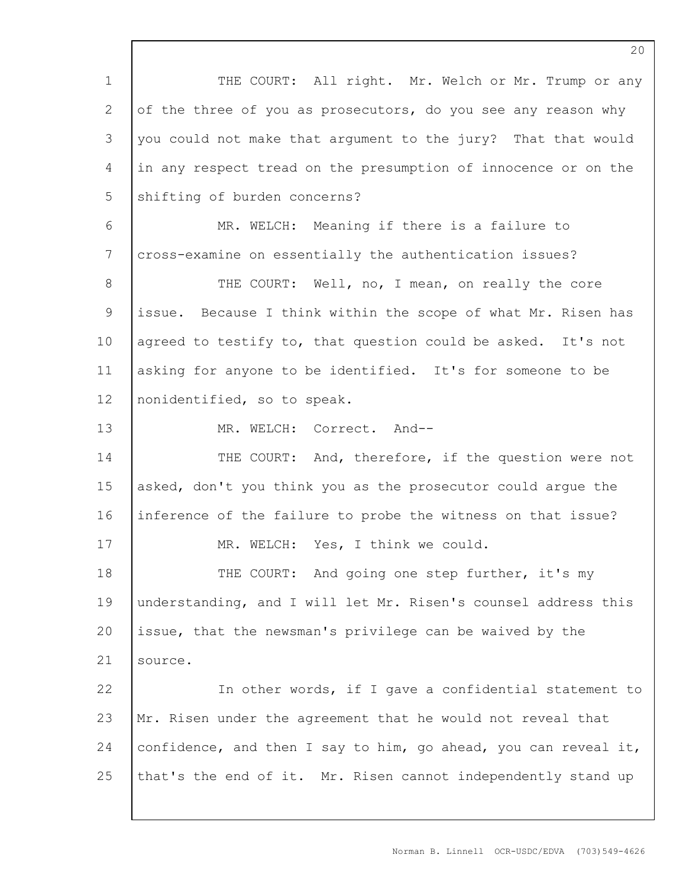THE COURT: All right. Mr. Welch or Mr. Trump or any of the three of you as prosecutors, do you see any reason why you could not make that argument to the jury? That that would in any respect tread on the presumption of innocence or on the shifting of burden concerns?

MR. WELCH: Meaning if there is a failure to cross-examine on essentially the authentication issues?

THE COURT: Well, no, I mean, on really the core issue. Because I think within the scope of what Mr. Risen has agreed to testify to, that question could be asked. It's not asking for anyone to be identified. It's for someone to be nonidentified, so to speak.

MR. WELCH: Correct. And--

THE COURT: And, therefore, if the question were not asked, don't you think you as the prosecutor could argue the inference of the failure to probe the witness on that issue?

MR. WELCH: Yes, I think we could.

THE COURT: And going one step further, it's my understanding, and I will let Mr. Risen's counsel address this issue, that the newsman's privilege can be waived by the source.

In other words, if I gave a confidential statement to Mr. Risen under the agreement that he would not reveal that confidence, and then I say to him, go ahead, you can reveal it, that's the end of it. Mr. Risen cannot independently stand up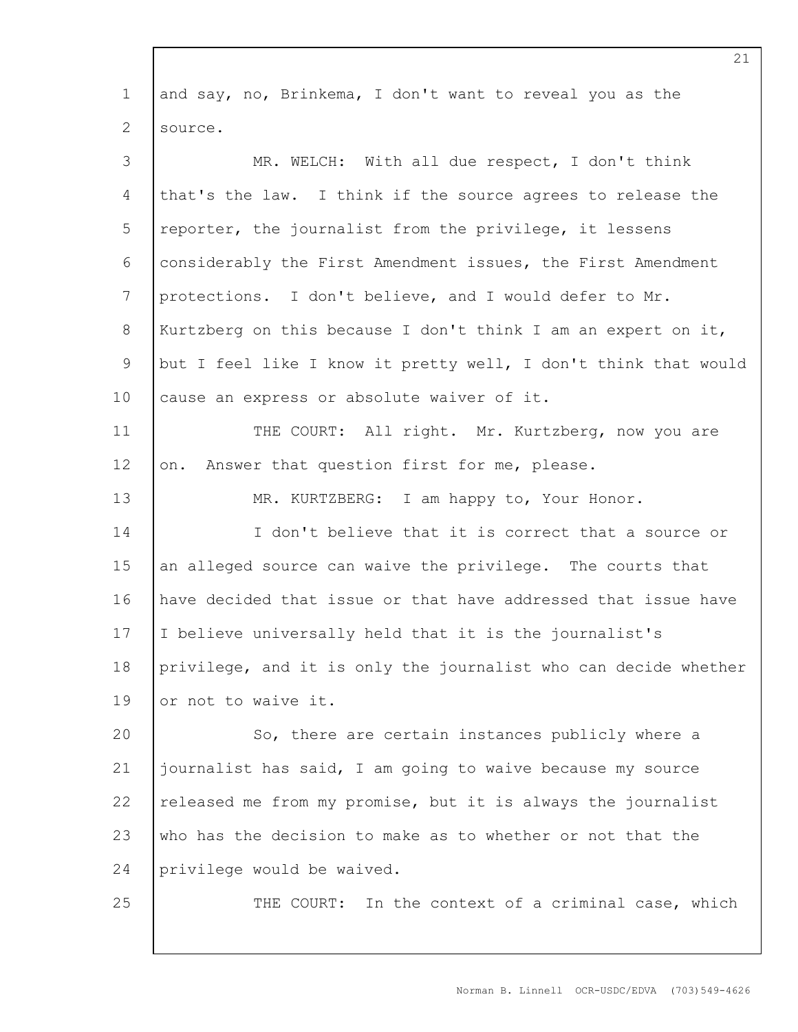and say, no, Brinkema, I don't want to reveal you as the source.

MR. WELCH: With all due respect, I don't think that's the law. I think if the source agrees to release the reporter, the journalist from the privilege, it lessens considerably the First Amendment issues, the First Amendment protections. I don't believe, and I would defer to Mr. Kurtzberg on this because I don't think I am an expert on it, but I feel like I know it pretty well, I don't think that would cause an express or absolute waiver of it.

THE COURT: All right. Mr. Kurtzberg, now you are on. Answer that question first for me, please.

MR. KURTZBERG: I am happy to, Your Honor.

I don't believe that it is correct that a source or an alleged source can waive the privilege. The courts that have decided that issue or that have addressed that issue have I believe universally held that it is the journalist's privilege, and it is only the journalist who can decide whether or not to waive it.

So, there are certain instances publicly where a journalist has said, I am going to waive because my source released me from my promise, but it is always the journalist who has the decision to make as to whether or not that the privilege would be waived.

THE COURT: In the context of a criminal case, which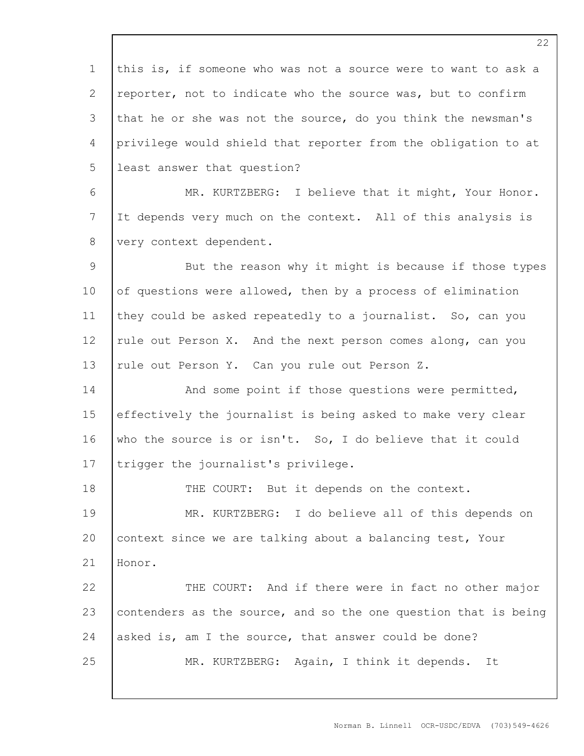this is, if someone who was not a source were to want to ask a reporter, not to indicate who the source was, but to confirm that he or she was not the source, do you think the newsman's privilege would shield that reporter from the obligation to at least answer that question?

MR. KURTZBERG: I believe that it might, Your Honor. It depends very much on the context. All of this analysis is very context dependent.

But the reason why it might is because if those types of questions were allowed, then by a process of elimination they could be asked repeatedly to a journalist. So, can you rule out Person X. And the next person comes along, can you rule out Person Y. Can you rule out Person Z.

And some point if those questions were permitted, effectively the journalist is being asked to make very clear who the source is or isn't. So, I do believe that it could trigger the journalist's privilege.

THE COURT: But it depends on the context.

MR. KURTZBERG: I do believe all of this depends on context since we are talking about a balancing test, Your Honor.

THE COURT: And if there were in fact no other major contenders as the source, and so the one question that is being asked is, am I the source, that answer could be done?

MR. KURTZBERG: Again, I think it depends. It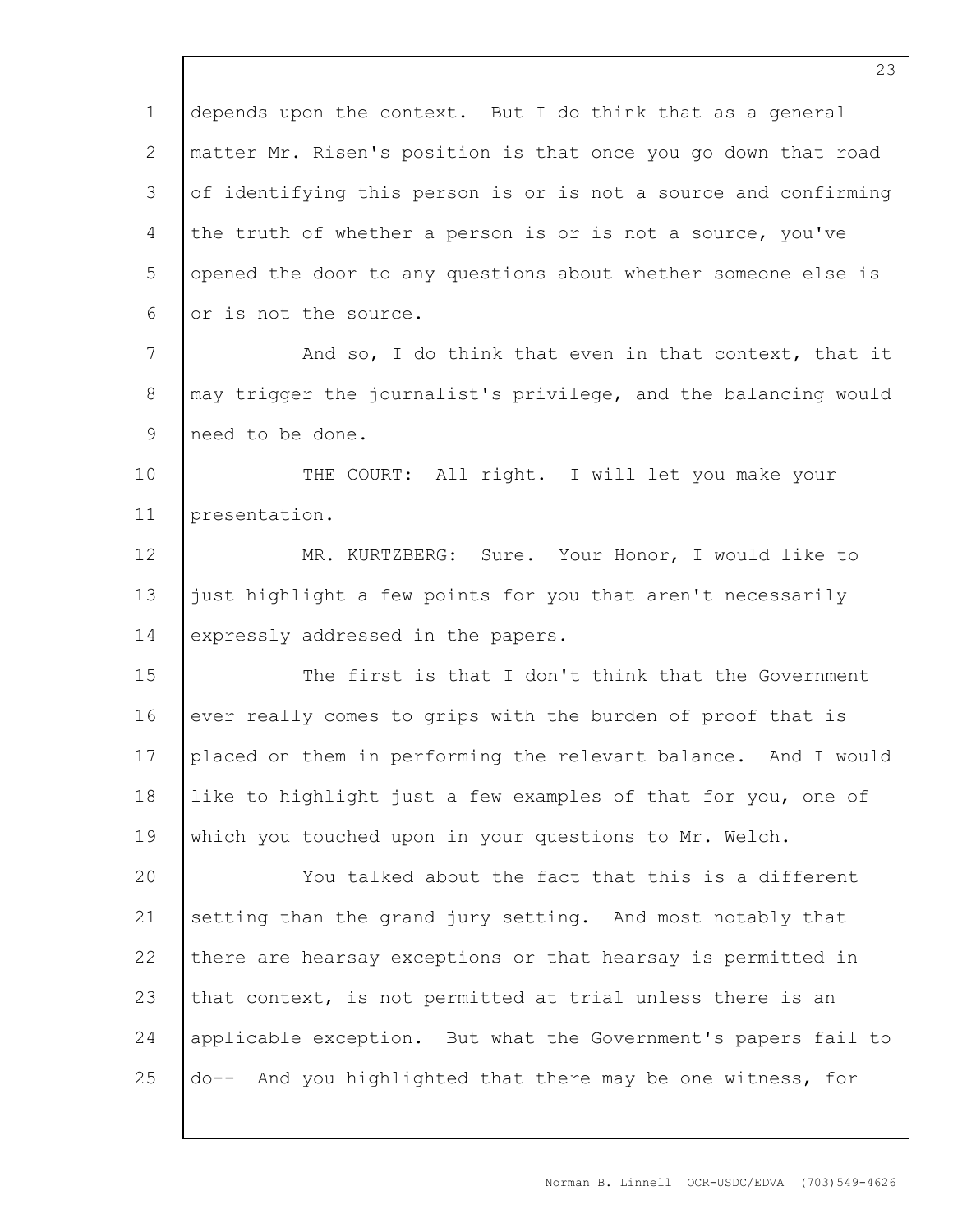depends upon the context. But I do think that as a general matter Mr. Risen's position is that once you go down that road of identifying this person is or is not a source and confirming the truth of whether a person is or is not a source, you've opened the door to any questions about whether someone else is or is not the source.

And so, I do think that even in that context, that it may trigger the journalist's privilege, and the balancing would need to be done.

THE COURT: All right. I will let you make your presentation.

MR. KURTZBERG: Sure. Your Honor, I would like to just highlight a few points for you that aren't necessarily expressly addressed in the papers.

The first is that I don't think that the Government ever really comes to grips with the burden of proof that is placed on them in performing the relevant balance. And I would like to highlight just a few examples of that for you, one of which you touched upon in your questions to Mr. Welch.

You talked about the fact that this is a different setting than the grand jury setting. And most notably that there are hearsay exceptions or that hearsay is permitted in that context, is not permitted at trial unless there is an applicable exception. But what the Government's papers fail to do-- And you highlighted that there may be one witness, for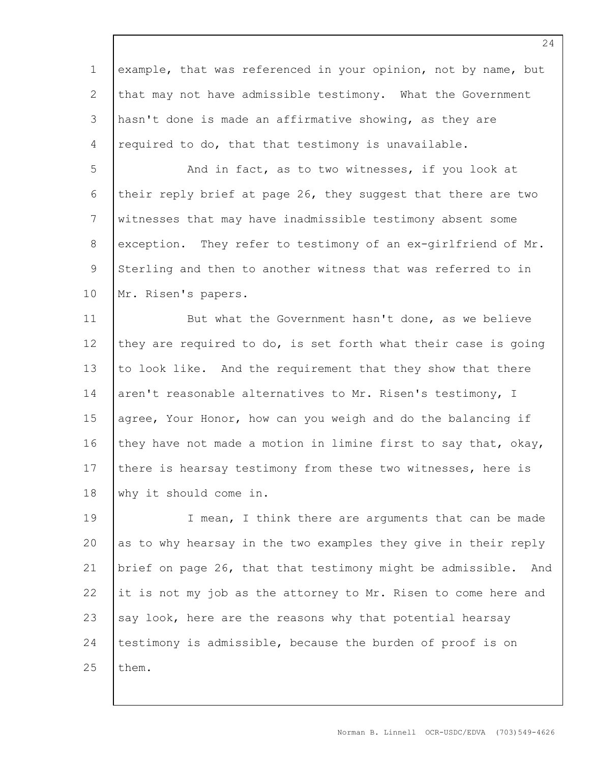example, that was referenced in your opinion, not by name, but that may not have admissible testimony. What the Government hasn't done is made an affirmative showing, as they are required to do, that that testimony is unavailable.

And in fact, as to two witnesses, if you look at their reply brief at page 26, they suggest that there are two witnesses that may have inadmissible testimony absent some exception. They refer to testimony of an ex-girlfriend of Mr. Sterling and then to another witness that was referred to in Mr. Risen's papers.

But what the Government hasn't done, as we believe they are required to do, is set forth what their case is going to look like. And the requirement that they show that there aren't reasonable alternatives to Mr. Risen's testimony, I agree, Your Honor, how can you weigh and do the balancing if they have not made a motion in limine first to say that, okay, there is hearsay testimony from these two witnesses, here is why it should come in.

I mean, I think there are arguments that can be made as to why hearsay in the two examples they give in their reply brief on page 26, that that testimony might be admissible. And it is not my job as the attorney to Mr. Risen to come here and say look, here are the reasons why that potential hearsay testimony is admissible, because the burden of proof is on them.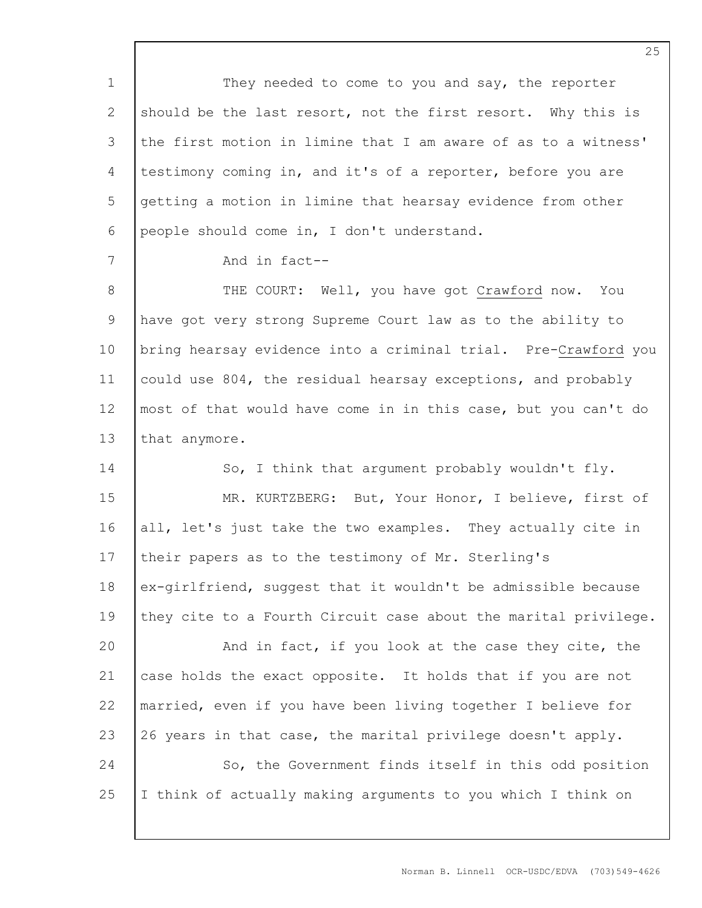They needed to come to you and say, the reporter should be the last resort, not the first resort. Why this is the first motion in limine that I am aware of as to a witness' testimony coming in, and it's of a reporter, before you are getting a motion in limine that hearsay evidence from other people should come in, I don't understand.

And in fact--

THE COURT: Well, you have got Crawford now. You have got very strong Supreme Court law as to the ability to bring hearsay evidence into a criminal trial. Pre-Crawford you could use 804, the residual hearsay exceptions, and probably most of that would have come in in this case, but you can't do that anymore.

So, I think that argument probably wouldn't fly.

MR. KURTZBERG: But, Your Honor, I believe, first of all, let's just take the two examples. They actually cite in their papers as to the testimony of Mr. Sterling's ex-girlfriend, suggest that it wouldn't be admissible because they cite to a Fourth Circuit case about the marital privilege.

And in fact, if you look at the case they cite, the case holds the exact opposite. It holds that if you are not married, even if you have been living together I believe for 26 years in that case, the marital privilege doesn't apply.

So, the Government finds itself in this odd position I think of actually making arguments to you which I think on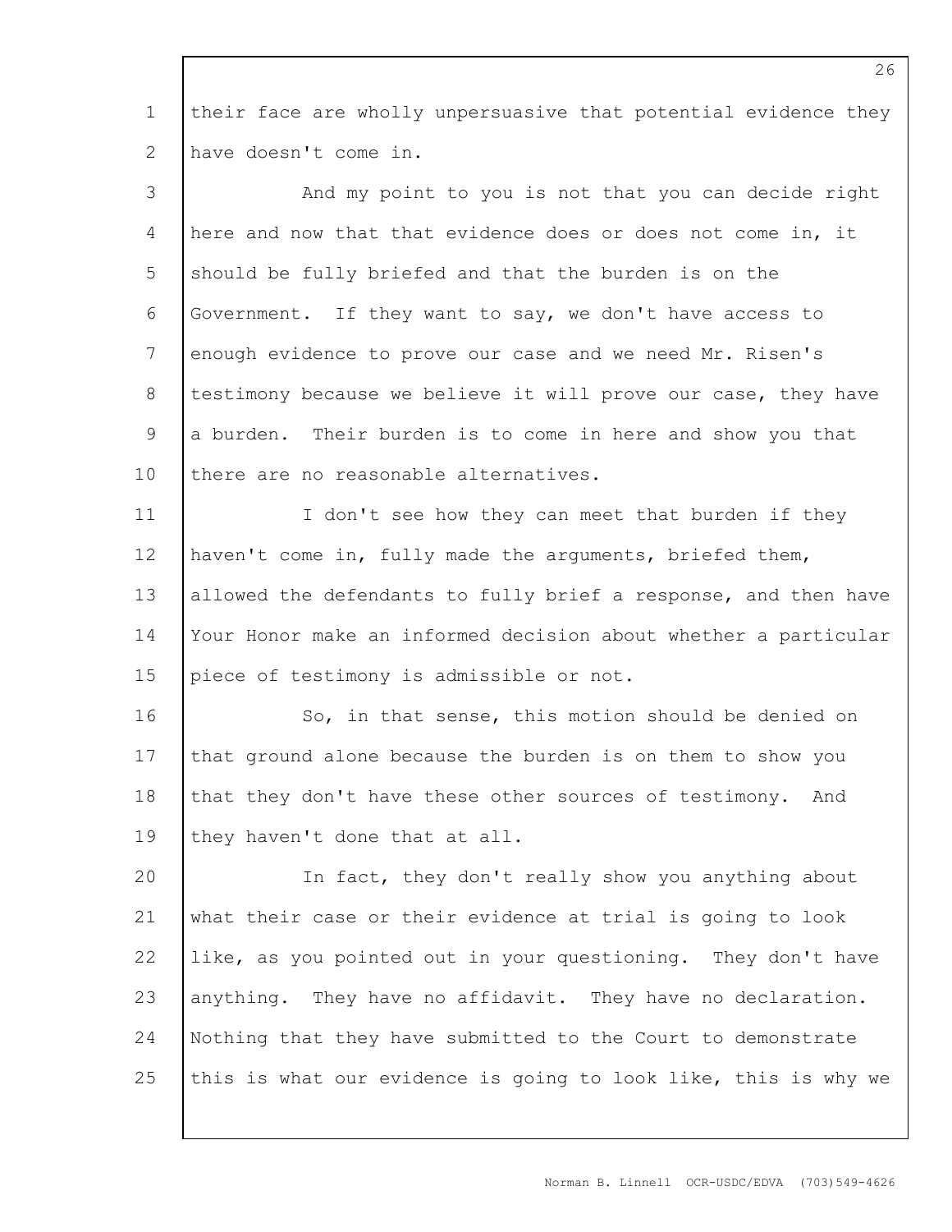their face are wholly unpersuasive that potential evidence they have doesn't come in.

And my point to you is not that you can decide right here and now that that evidence does or does not come in, it should be fully briefed and that the burden is on the Government. If they want to say, we don't have access to enough evidence to prove our case and we need Mr. Risen's testimony because we believe it will prove our case, they have a burden. Their burden is to come in here and show you that there are no reasonable alternatives.

I don't see how they can meet that burden if they haven't come in, fully made the arguments, briefed them, allowed the defendants to fully brief a response, and then have Your Honor make an informed decision about whether a particular piece of testimony is admissible or not.

So, in that sense, this motion should be denied on that ground alone because the burden is on them to show you that they don't have these other sources of testimony. And they haven't done that at all.

In fact, they don't really show you anything about what their case or their evidence at trial is going to look like, as you pointed out in your questioning. They don't have anything. They have no affidavit. They have no declaration. Nothing that they have submitted to the Court to demonstrate this is what our evidence is going to look like, this is why we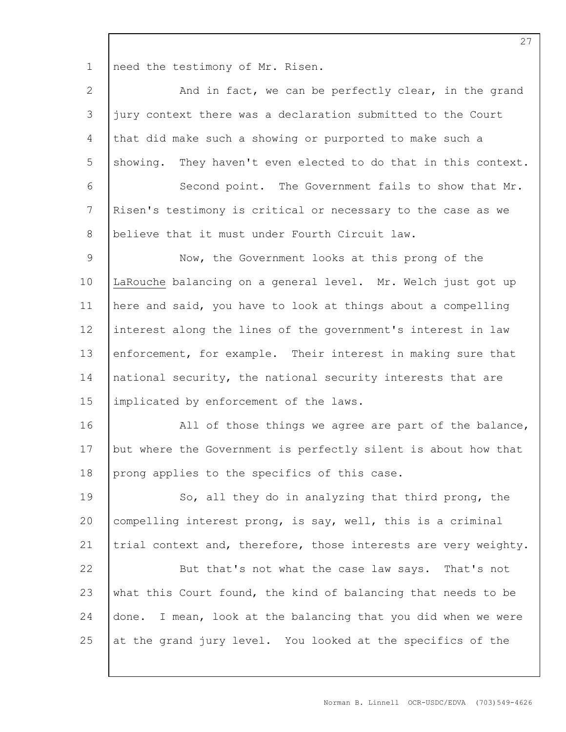need the testimony of Mr. Risen.

And in fact, we can be perfectly clear, in the grand jury context there was a declaration submitted to the Court that did make such a showing or purported to make such a showing. They haven't even elected to do that in this context.

Second point. The Government fails to show that Mr. Risen's testimony is critical or necessary to the case as we believe that it must under Fourth Circuit law.

Now, the Government looks at this prong of the LaRouche balancing on a general level. Mr. Welch just got up here and said, you have to look at things about a compelling interest along the lines of the government's interest in law enforcement, for example. Their interest in making sure that national security, the national security interests that are implicated by enforcement of the laws.

All of those things we agree are part of the balance, but where the Government is perfectly silent is about how that prong applies to the specifics of this case.

So, all they do in analyzing that third prong, the compelling interest prong, is say, well, this is a criminal trial context and, therefore, those interests are very weighty.

But that's not what the case law says. That's not what this Court found, the kind of balancing that needs to be done. I mean, look at the balancing that you did when we were at the grand jury level. You looked at the specifics of the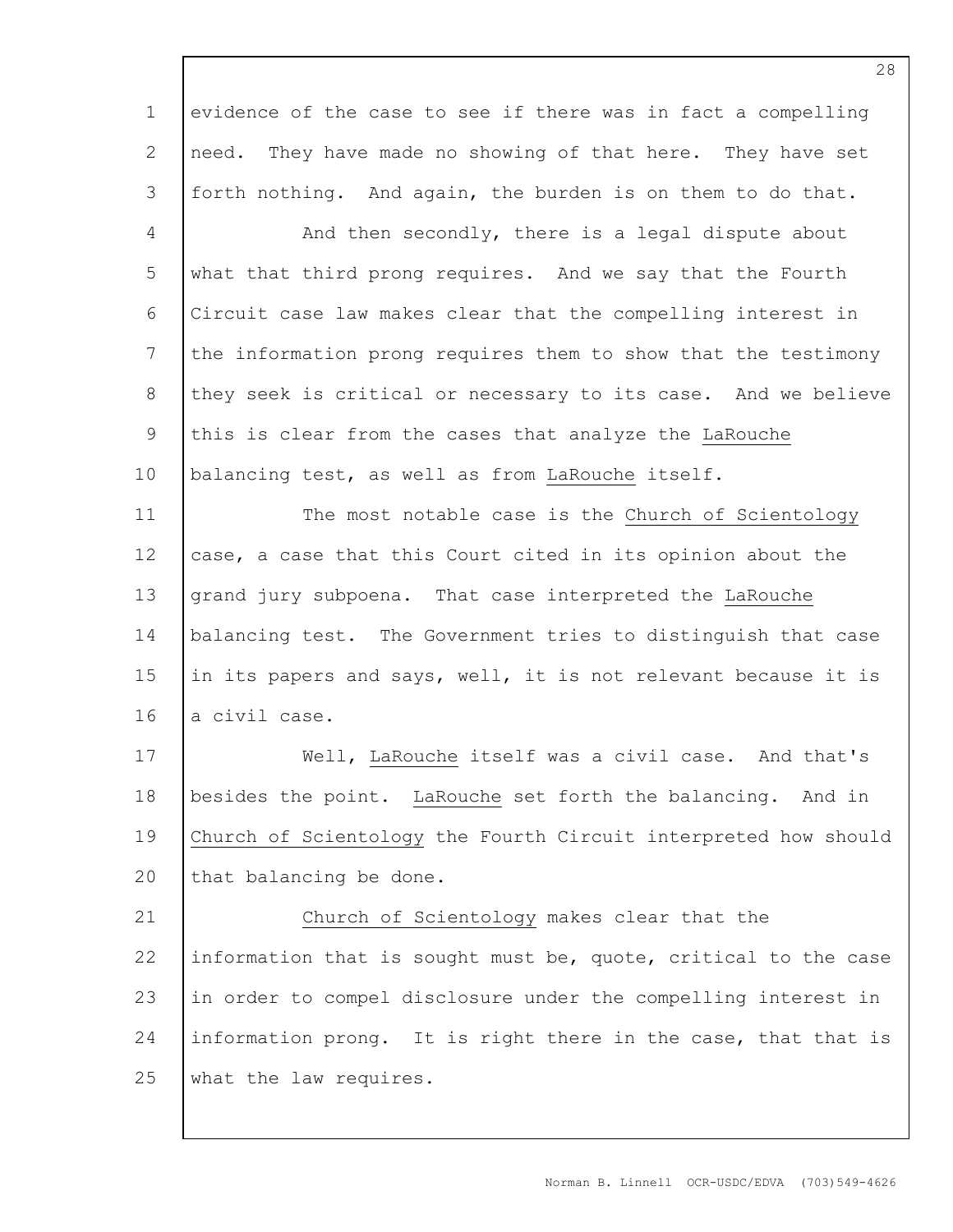evidence of the case to see if there was in fact a compelling need. They have made no showing of that here. They have set forth nothing. And again, the burden is on them to do that.

And then secondly, there is a legal dispute about what that third prong requires. And we say that the Fourth Circuit case law makes clear that the compelling interest in the information prong requires them to show that the testimony they seek is critical or necessary to its case. And we believe this is clear from the cases that analyze the LaRouche balancing test, as well as from LaRouche itself.

The most notable case is the Church of Scientology case, a case that this Court cited in its opinion about the grand jury subpoena. That case interpreted the LaRouche balancing test. The Government tries to distinguish that case in its papers and says, well, it is not relevant because it is a civil case.

Well, LaRouche itself was a civil case. And that's besides the point. LaRouche set forth the balancing. And in Church of Scientology the Fourth Circuit interpreted how should that balancing be done.

Church of Scientology makes clear that the information that is sought must be, quote, critical to the case in order to compel disclosure under the compelling interest in information prong. It is right there in the case, that that is what the law requires.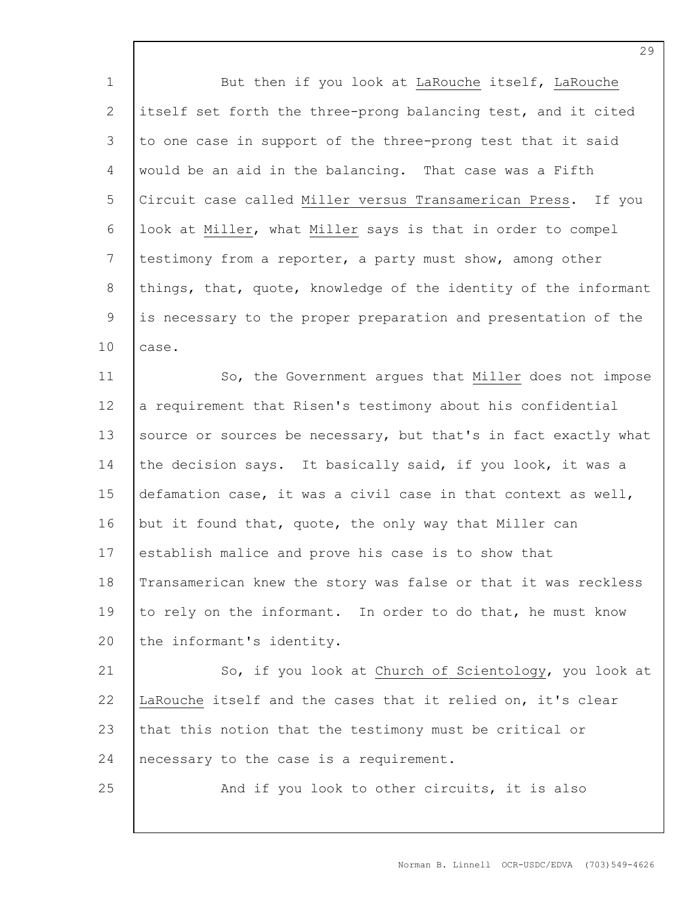But then if you look at LaRouche itself, LaRouche itself set forth the three-prong balancing test, and it cited to one case in support of the three-prong test that it said would be an aid in the balancing. That case was a Fifth Circuit case called Miller versus Transamerican Press. If you look at Miller, what Miller says is that in order to compel testimony from a reporter, a party must show, among other things, that, quote, knowledge of the identity of the informant is necessary to the proper preparation and presentation of the case.

So, the Government argues that Miller does not impose a requirement that Risen's testimony about his confidential source or sources be necessary, but that's in fact exactly what the decision says. It basically said, if you look, it was a defamation case, it was a civil case in that context as well, but it found that, quote, the only way that Miller can establish malice and prove his case is to show that Transamerican knew the story was false or that it was reckless to rely on the informant. In order to do that, he must know the informant's identity.

So, if you look at Church of Scientology, you look at LaRouche itself and the cases that it relied on, it's clear that this notion that the testimony must be critical or necessary to the case is a requirement.

And if you look to other circuits, it is also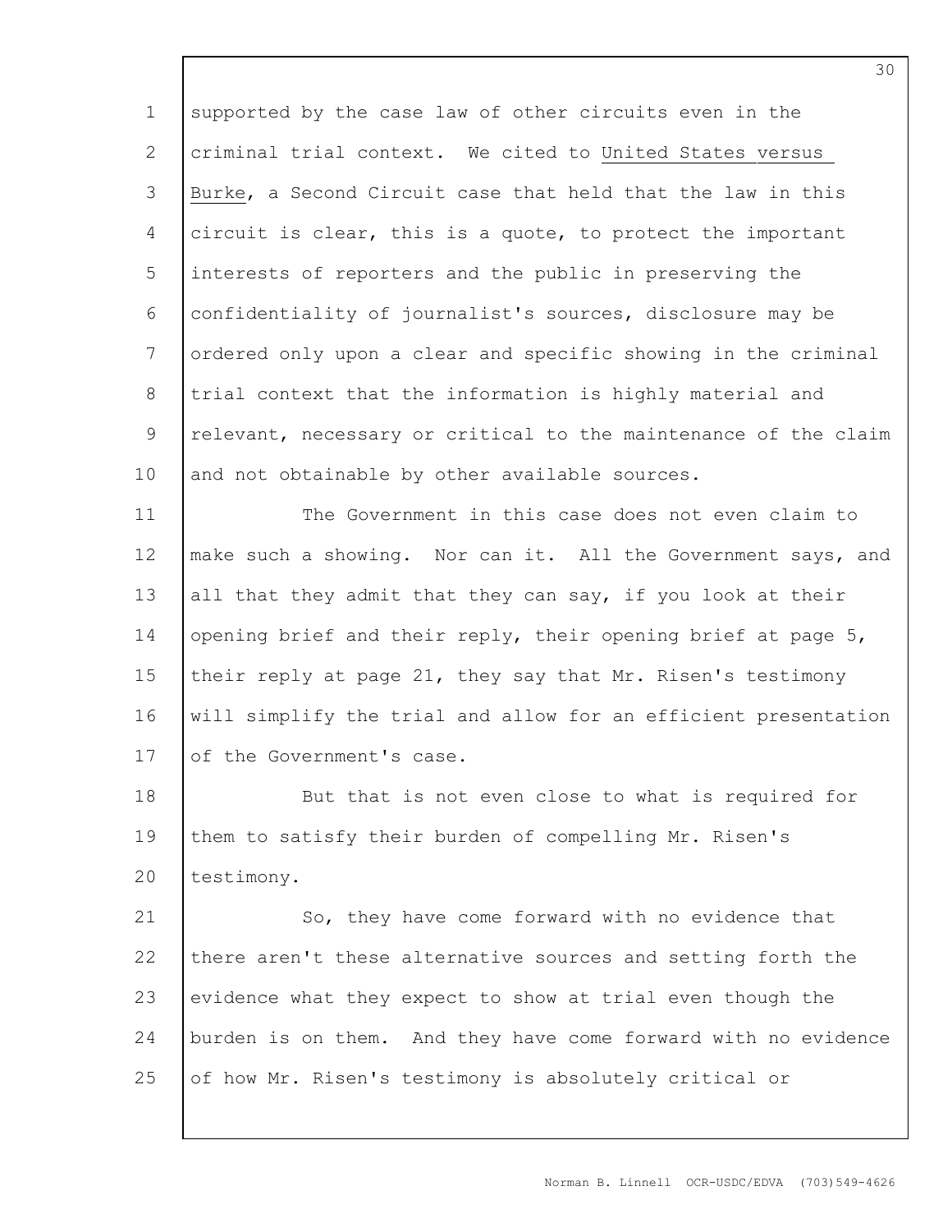supported by the case law of other circuits even in the criminal trial context. We cited to United States versus Burke, a Second Circuit case that held that the law in this circuit is clear, this is a quote, to protect the important interests of reporters and the public in preserving the confidentiality of journalist's sources, disclosure may be ordered only upon a clear and specific showing in the criminal trial context that the information is highly material and relevant, necessary or critical to the maintenance of the claim and not obtainable by other available sources.

The Government in this case does not even claim to make such a showing. Nor can it. All the Government says, and all that they admit that they can say, if you look at their opening brief and their reply, their opening brief at page 5, their reply at page 21, they say that Mr. Risen's testimony will simplify the trial and allow for an efficient presentation of the Government's case.

But that is not even close to what is required for them to satisfy their burden of compelling Mr. Risen's testimony.

So, they have come forward with no evidence that there aren't these alternative sources and setting forth the evidence what they expect to show at trial even though the burden is on them. And they have come forward with no evidence of how Mr. Risen's testimony is absolutely critical or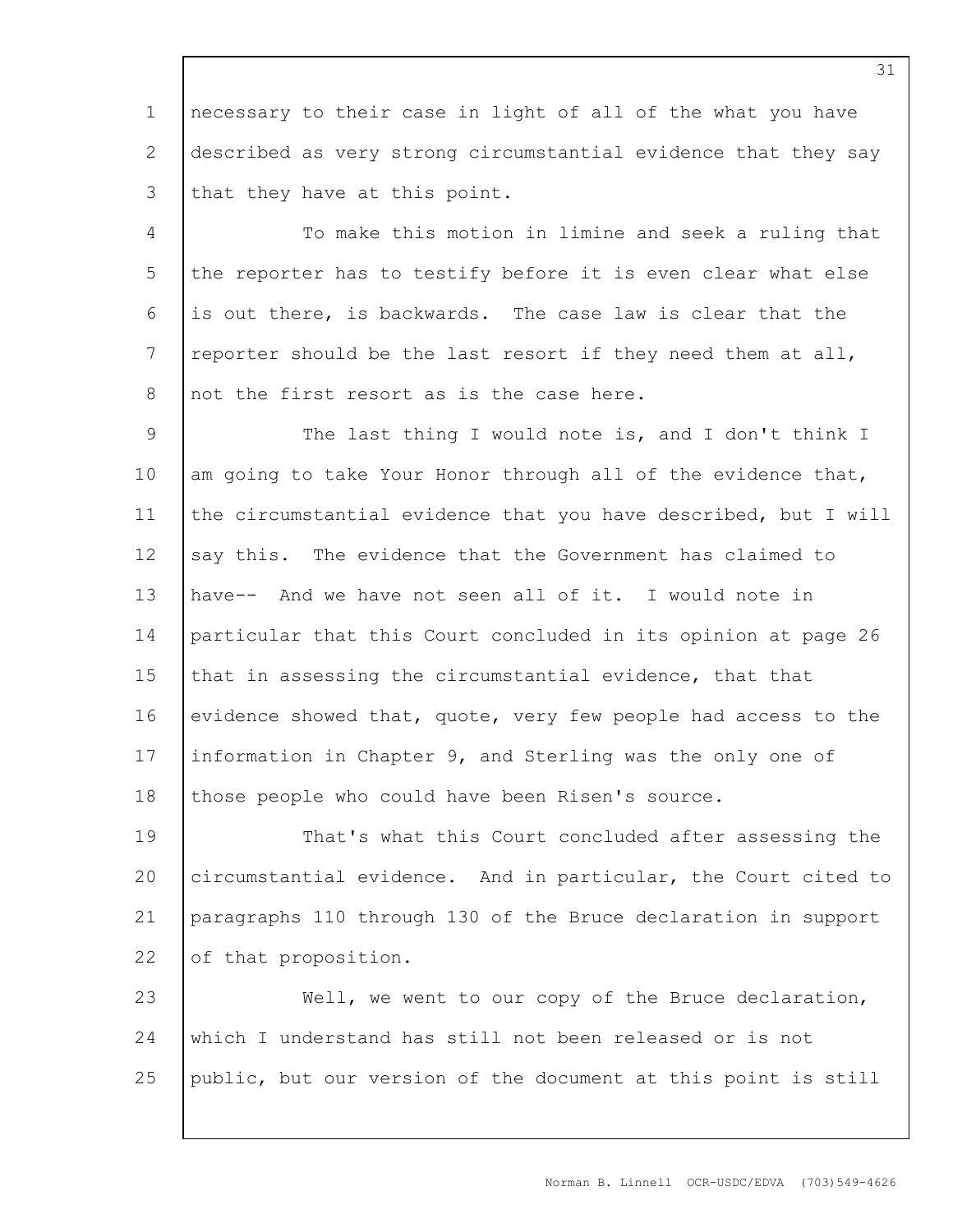necessary to their case in light of all of the what you have described as very strong circumstantial evidence that they say that they have at this point.

To make this motion in limine and seek a ruling that the reporter has to testify before it is even clear what else is out there, is backwards. The case law is clear that the reporter should be the last resort if they need them at all, not the first resort as is the case here.

The last thing I would note is, and I don't think I am going to take Your Honor through all of the evidence that, the circumstantial evidence that you have described, but I will say this. The evidence that the Government has claimed to have-- And we have not seen all of it. I would note in particular that this Court concluded in its opinion at page 26 that in assessing the circumstantial evidence, that that evidence showed that, quote, very few people had access to the information in Chapter 9, and Sterling was the only one of those people who could have been Risen's source.

That's what this Court concluded after assessing the circumstantial evidence. And in particular, the Court cited to paragraphs 110 through 130 of the Bruce declaration in support of that proposition.

Well, we went to our copy of the Bruce declaration, which I understand has still not been released or is not public, but our version of the document at this point is still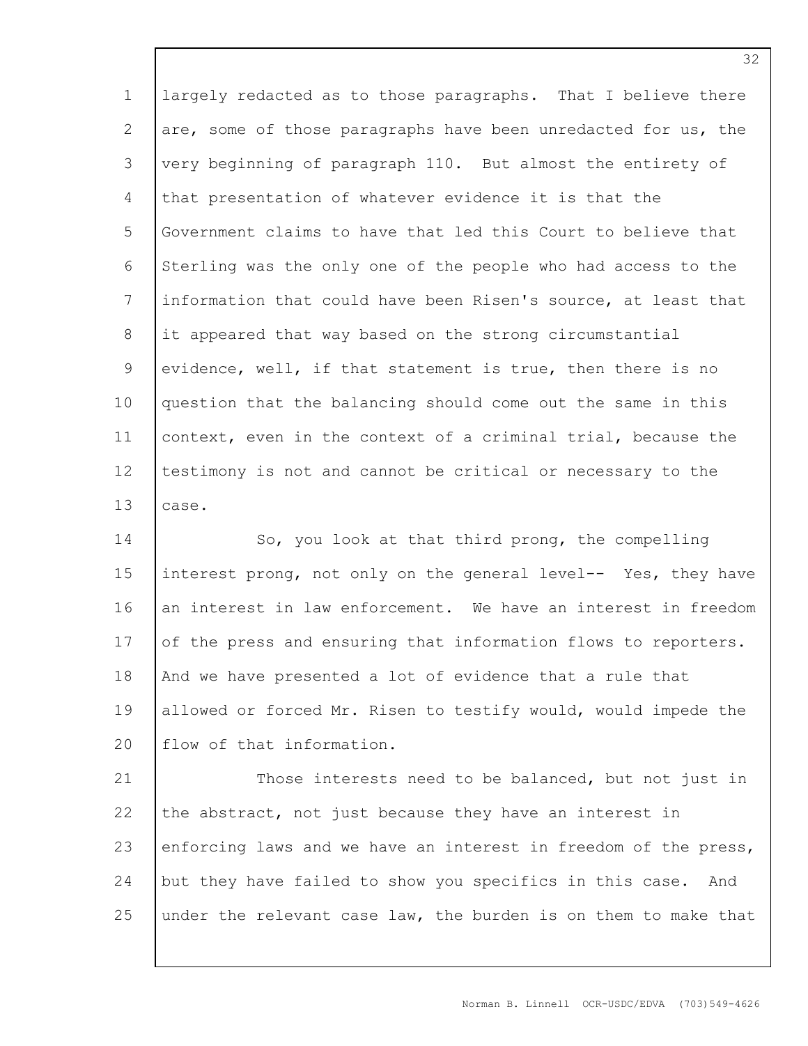largely redacted as to those paragraphs. That I believe there are, some of those paragraphs have been unredacted for us, the very beginning of paragraph 110. But almost the entirety of that presentation of whatever evidence it is that the Government claims to have that led this Court to believe that Sterling was the only one of the people who had access to the information that could have been Risen's source, at least that it appeared that way based on the strong circumstantial evidence, well, if that statement is true, then there is no question that the balancing should come out the same in this context, even in the context of a criminal trial, because the testimony is not and cannot be critical or necessary to the case.

So, you look at that third prong, the compelling interest prong, not only on the general level-- Yes, they have an interest in law enforcement. We have an interest in freedom of the press and ensuring that information flows to reporters. And we have presented a lot of evidence that a rule that allowed or forced Mr. Risen to testify would, would impede the flow of that information.

Those interests need to be balanced, but not just in the abstract, not just because they have an interest in enforcing laws and we have an interest in freedom of the press, but they have failed to show you specifics in this case. And under the relevant case law, the burden is on them to make that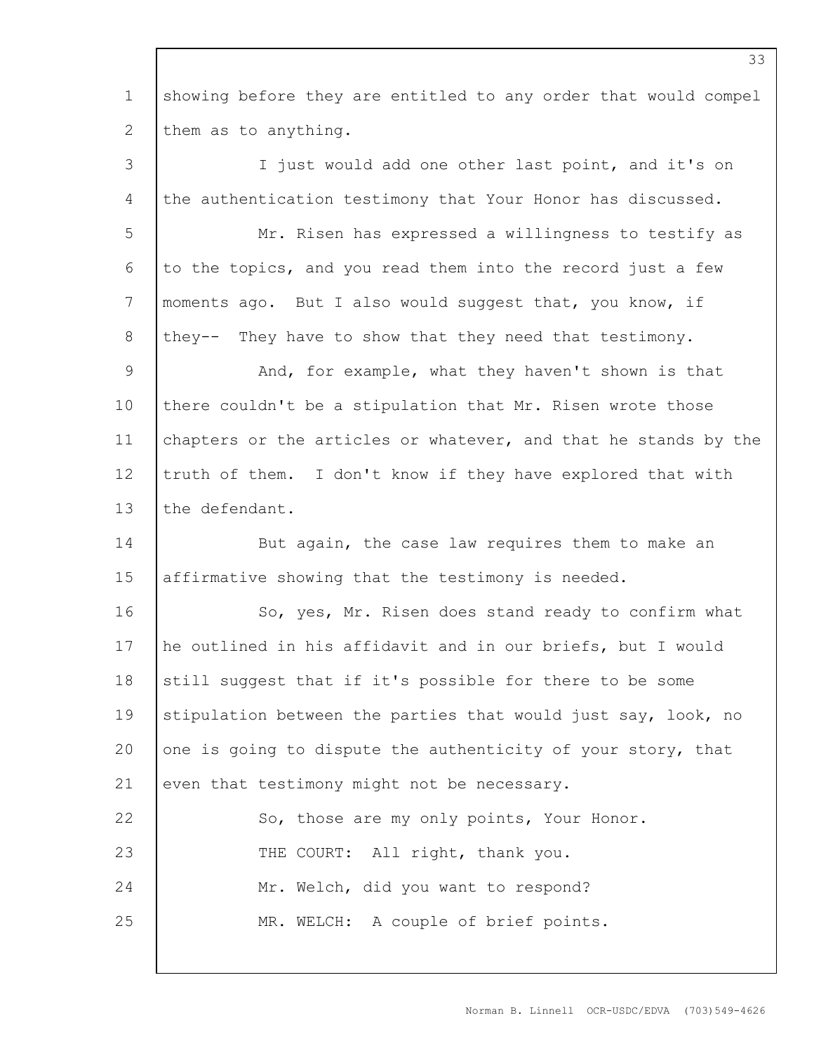showing before they are entitled to any order that would compel them as to anything.

I just would add one other last point, and it's on the authentication testimony that Your Honor has discussed.

Mr. Risen has expressed a willingness to testify as to the topics, and you read them into the record just a few moments ago. But I also would suggest that, you know, if they-- They have to show that they need that testimony.

And, for example, what they haven't shown is that there couldn't be a stipulation that Mr. Risen wrote those chapters or the articles or whatever, and that he stands by the truth of them. I don't know if they have explored that with the defendant.

But again, the case law requires them to make an affirmative showing that the testimony is needed.

So, yes, Mr. Risen does stand ready to confirm what he outlined in his affidavit and in our briefs, but I would still suggest that if it's possible for there to be some stipulation between the parties that would just say, look, no one is going to dispute the authenticity of your story, that even that testimony might not be necessary.

So, those are my only points, Your Honor.

THE COURT: All right, thank you.

Mr. Welch, did you want to respond?

MR. WELCH: A couple of brief points.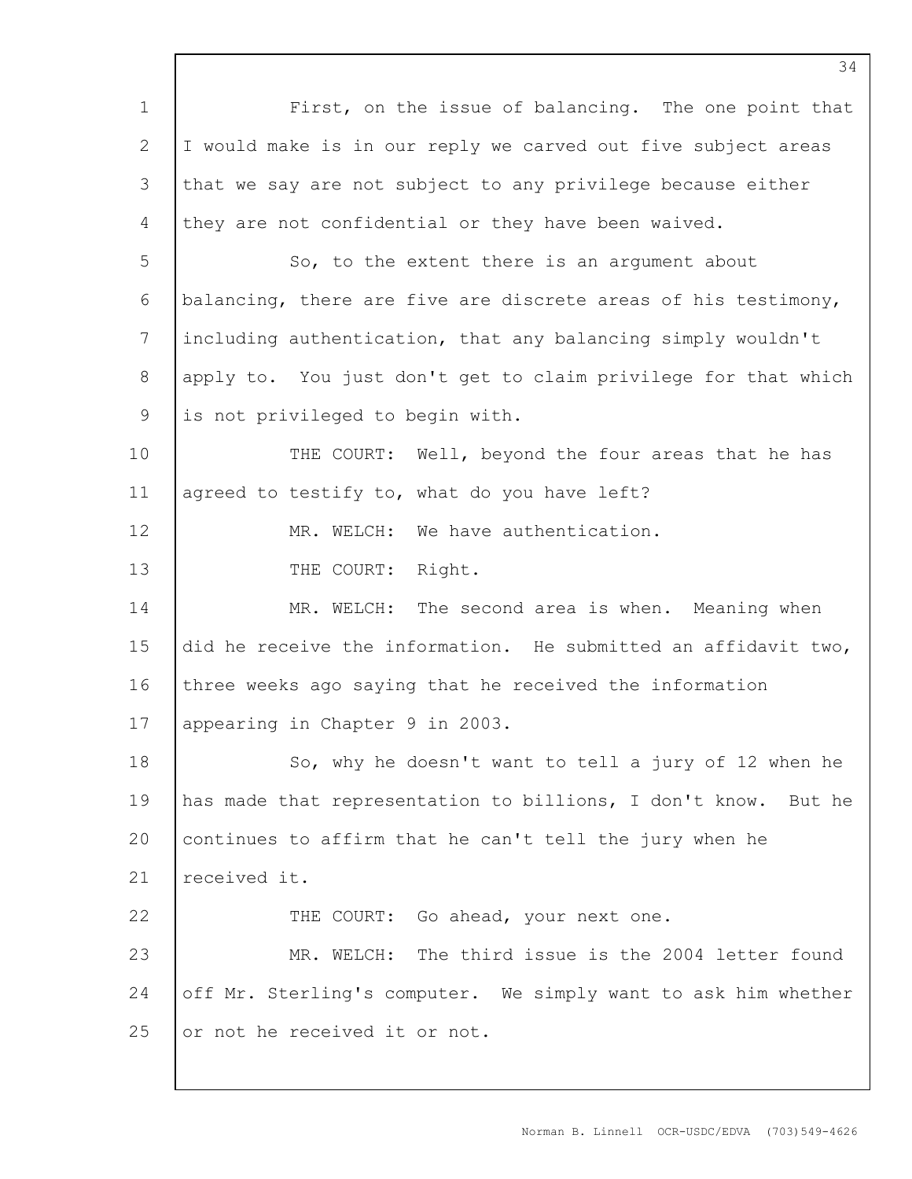First, on the issue of balancing. The one point that I would make is in our reply we carved out five subject areas that we say are not subject to any privilege because either they are not confidential or they have been waived.

So, to the extent there is an argument about balancing, there are five are discrete areas of his testimony, including authentication, that any balancing simply wouldn't apply to. You just don't get to claim privilege for that which is not privileged to begin with.

THE COURT: Well, beyond the four areas that he has agreed to testify to, what do you have left?

MR. WELCH: We have authentication.

THE COURT: Right.

MR. WELCH: The second area is when. Meaning when did he receive the information. He submitted an affidavit two, three weeks ago saying that he received the information appearing in Chapter 9 in 2003.

So, why he doesn't want to tell a jury of 12 when he has made that representation to billions, I don't know. But he continues to affirm that he can't tell the jury when he received it.

THE COURT: Go ahead, your next one.

MR. WELCH: The third issue is the 2004 letter found off Mr. Sterling's computer. We simply want to ask him whether or not he received it or not.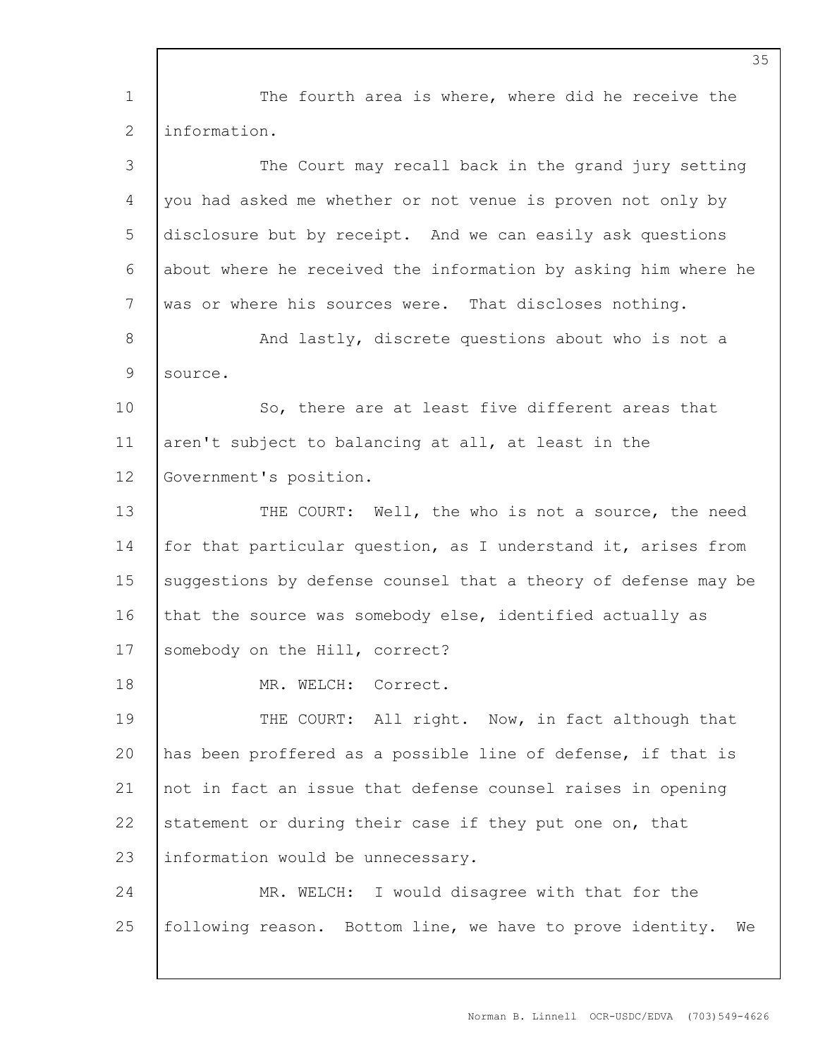The fourth area is where, where did he receive the information.

The Court may recall back in the grand jury setting you had asked me whether or not venue is proven not only by disclosure but by receipt. And we can easily ask questions about where he received the information by asking him where he was or where his sources were. That discloses nothing.

And lastly, discrete questions about who is not a source.

So, there are at least five different areas that aren't subject to balancing at all, at least in the Government's position.

THE COURT: Well, the who is not a source, the need for that particular question, as I understand it, arises from suggestions by defense counsel that a theory of defense may be that the source was somebody else, identified actually as somebody on the Hill, correct?

MR. WELCH: Correct.

THE COURT: All right. Now, in fact although that has been proffered as a possible line of defense, if that is not in fact an issue that defense counsel raises in opening statement or during their case if they put one on, that information would be unnecessary.

MR. WELCH: I would disagree with that for the following reason. Bottom line, we have to prove identity. We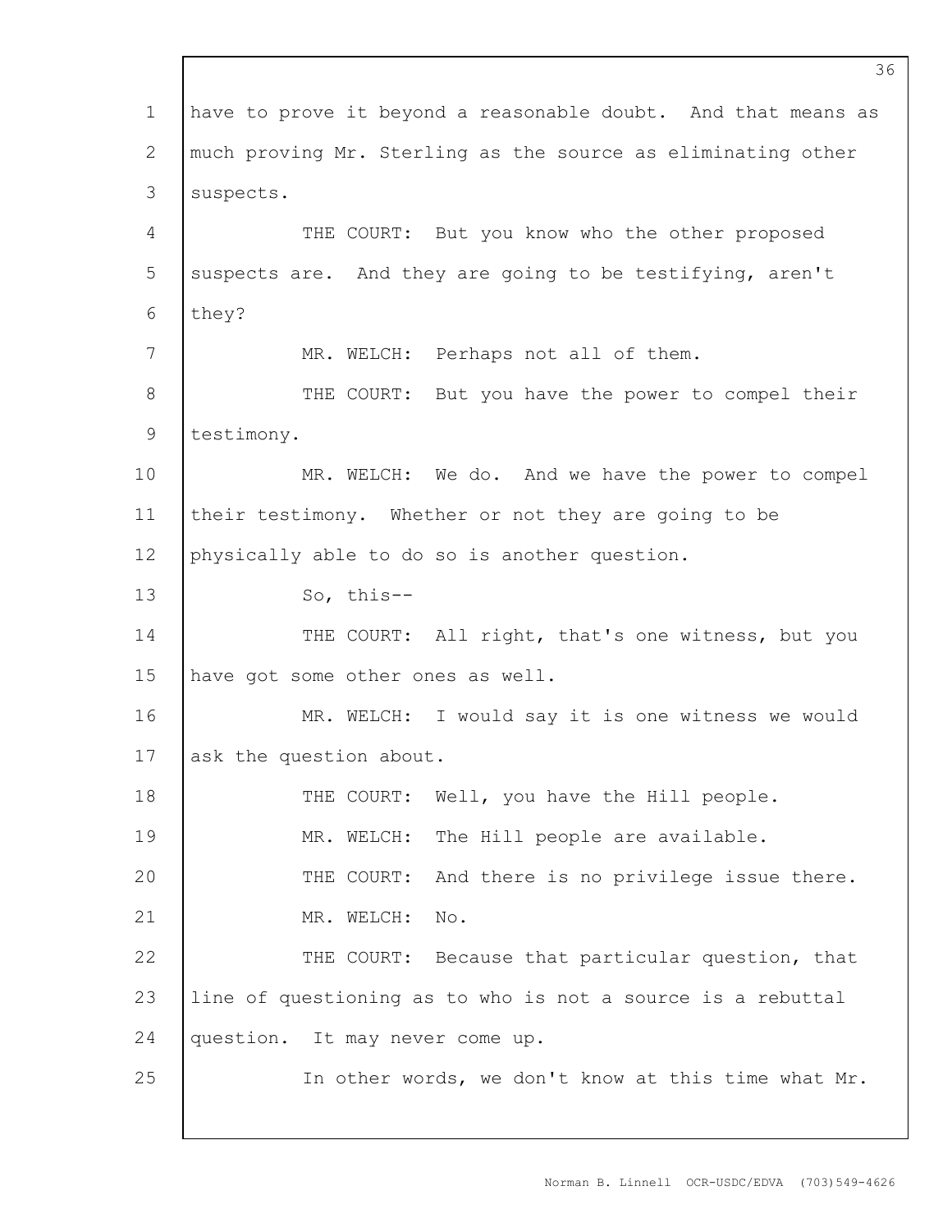have to prove it beyond a reasonable doubt. And that means as much proving Mr. Sterling as the source as eliminating other suspects.

THE COURT: But you know who the other proposed suspects are. And they are going to be testifying, aren't they?

MR. WELCH: Perhaps not all of them.

THE COURT: But you have the power to compel their testimony.

MR. WELCH: We do. And we have the power to compel their testimony. Whether or not they are going to be physically able to do so is another question.

So, this--

THE COURT: All right, that's one witness, but you have got some other ones as well.

MR. WELCH: I would say it is one witness we would ask the question about.

THE COURT: Well, you have the Hill people.

MR. WELCH: The Hill people are available.

THE COURT: And there is no privilege issue there.

MR. WELCH: No.

THE COURT: Because that particular question, that line of questioning as to who is not a source is a rebuttal question. It may never come up.

In other words, we don't know at this time what Mr.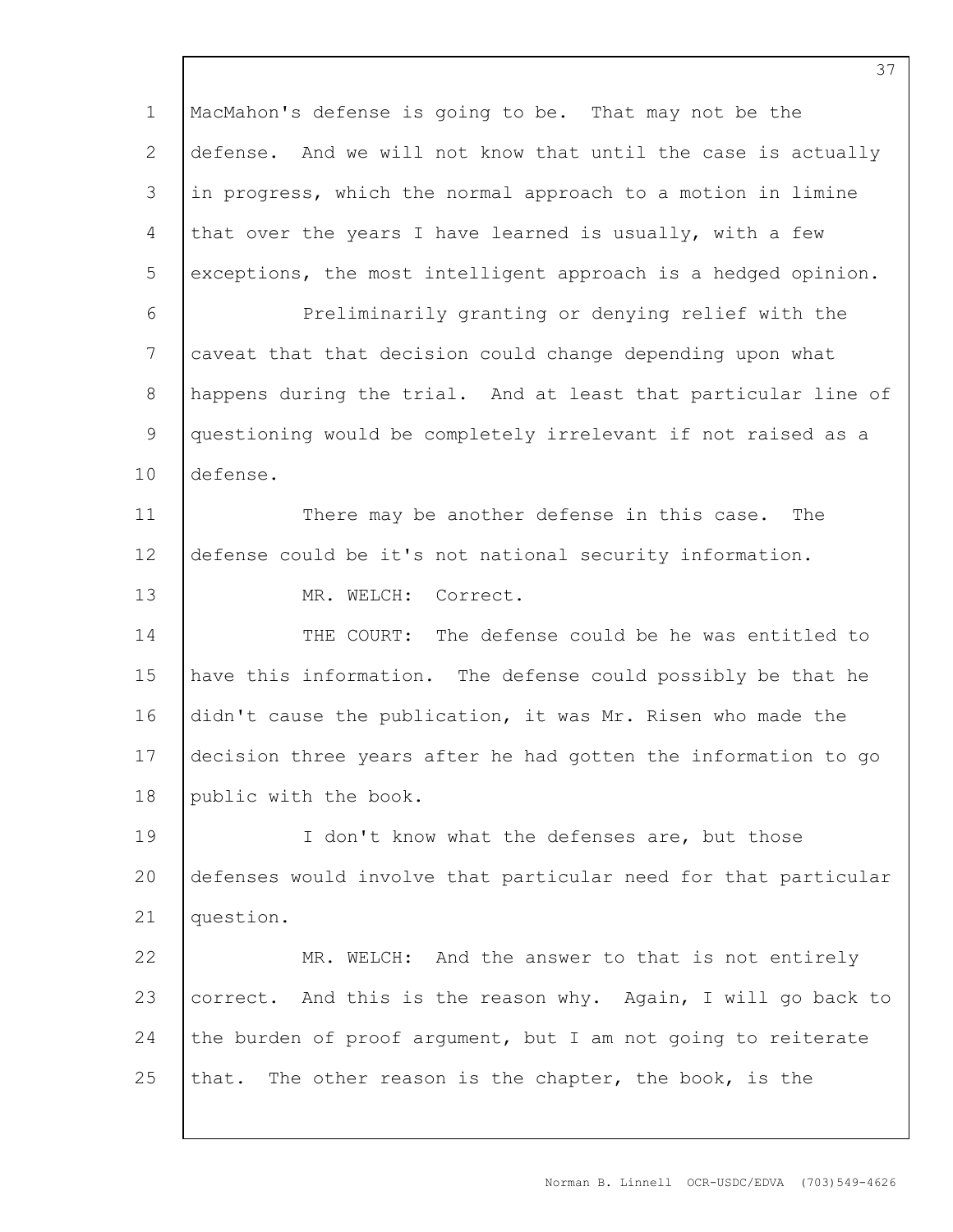MacMahon's defense is going to be. That may not be the defense. And we will not know that until the case is actually in progress, which the normal approach to a motion in limine that over the years I have learned is usually, with a few exceptions, the most intelligent approach is a hedged opinion.

Preliminarily granting or denying relief with the caveat that that decision could change depending upon what happens during the trial. And at least that particular line of questioning would be completely irrelevant if not raised as a defense.

There may be another defense in this case. The defense could be it's not national security information.

MR. WELCH: Correct.

THE COURT: The defense could be he was entitled to have this information. The defense could possibly be that he didn't cause the publication, it was Mr. Risen who made the decision three years after he had gotten the information to go public with the book.

I don't know what the defenses are, but those defenses would involve that particular need for that particular question.

MR. WELCH: And the answer to that is not entirely correct. And this is the reason why. Again, I will go back to the burden of proof argument, but I am not going to reiterate that. The other reason is the chapter, the book, is the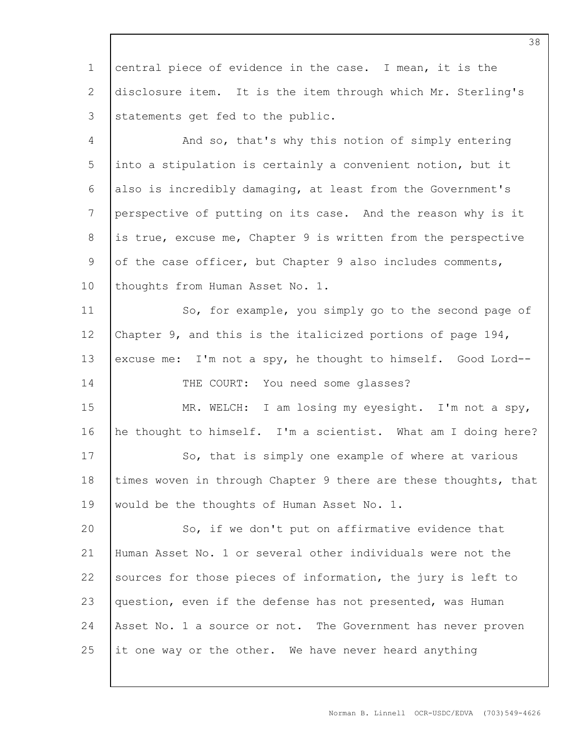central piece of evidence in the case. I mean, it is the disclosure item. It is the item through which Mr. Sterling's statements get fed to the public.

And so, that's why this notion of simply entering into a stipulation is certainly a convenient notion, but it also is incredibly damaging, at least from the Government's perspective of putting on its case. And the reason why is it is true, excuse me, Chapter 9 is written from the perspective of the case officer, but Chapter 9 also includes comments, thoughts from Human Asset No. 1.

So, for example, you simply go to the second page of Chapter 9, and this is the italicized portions of page 194, excuse me: I'm not a spy, he thought to himself. Good Lord--

THE COURT: You need some glasses?

MR. WELCH: I am losing my eyesight. I'm not a spy, he thought to himself. I'm a scientist. What am I doing here?

So, that is simply one example of where at various times woven in through Chapter 9 there are these thoughts, that would be the thoughts of Human Asset No. 1.

So, if we don't put on affirmative evidence that Human Asset No. 1 or several other individuals were not the sources for those pieces of information, the jury is left to question, even if the defense has not presented, was Human Asset No. 1 a source or not. The Government has never proven it one way or the other. We have never heard anything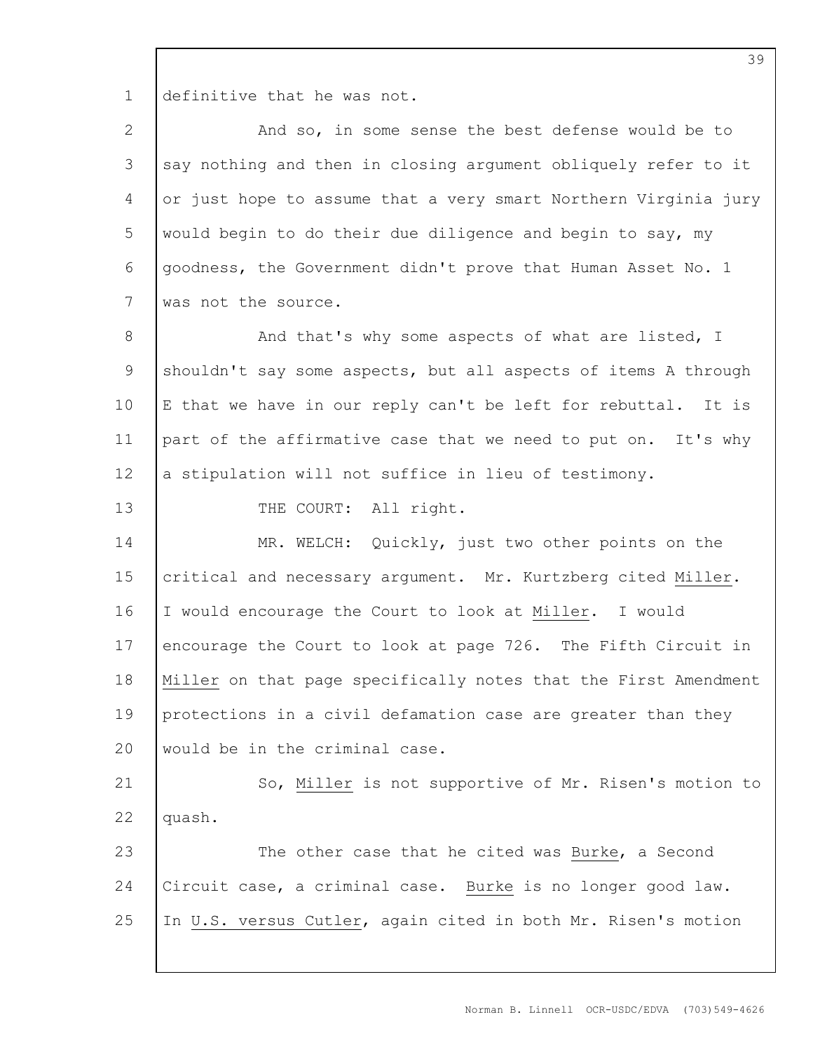definitive that he was not.

And so, in some sense the best defense would be to say nothing and then in closing argument obliquely refer to it or just hope to assume that a very smart Northern Virginia jury would begin to do their due diligence and begin to say, my goodness, the Government didn't prove that Human Asset No. 1 was not the source.

And that's why some aspects of what are listed, I shouldn't say some aspects, but all aspects of items A through E that we have in our reply can't be left for rebuttal. It is part of the affirmative case that we need to put on. It's why a stipulation will not suffice in lieu of testimony.

THE COURT: All right.

MR. WELCH: Quickly, just two other points on the critical and necessary argument. Mr. Kurtzberg cited _Miller_. I would encourage the Court to look at _Miller_. I would encourage the Court to look at page 726. The Fifth Circuit in _Miller_ on that page specifically notes that the First Amendment protections in a civil defamation case are greater than they would be in the criminal case.

So, _Miller_ is not supportive of Mr. Risen's motion to quash.

The other case that he cited was _Burke_, a Second Circuit case, a criminal case. _Burke_ is no longer good law. In _U.S. versus Cutler_, again cited in both Mr. Risen's motion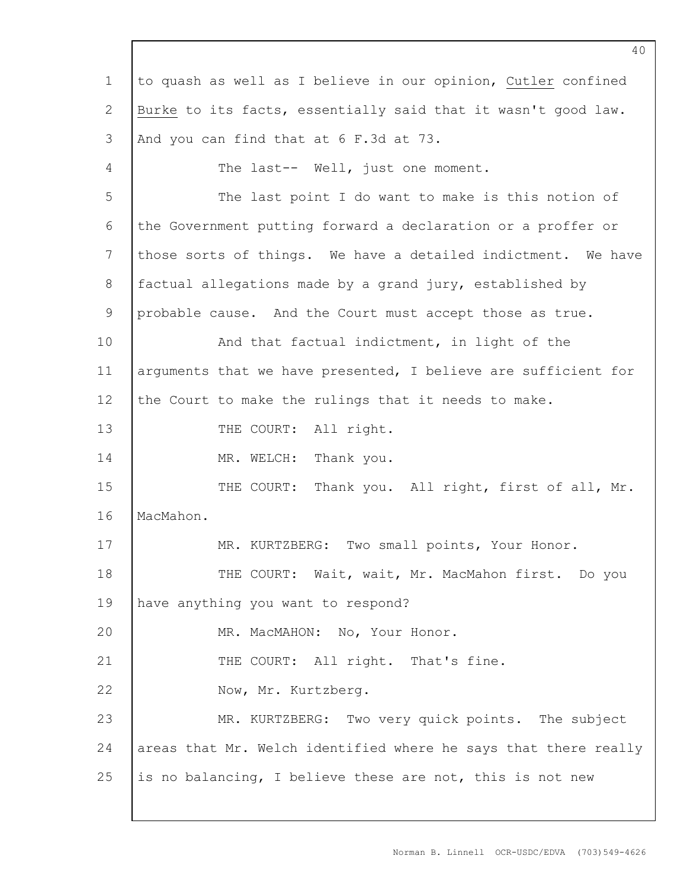to quash as well as I believe in our opinion, Cutler confined Burke to its facts, essentially said that it wasn't good law. And you can find that at 6 F.3d at 73.

The last-- Well, just one moment.

The last point I do want to make is this notion of the Government putting forward a declaration or a proffer or those sorts of things. We have a detailed indictment. We have factual allegations made by a grand jury, established by probable cause. And the Court must accept those as true.

And that factual indictment, in light of the arguments that we have presented, I believe are sufficient for the Court to make the rulings that it needs to make.

THE COURT: All right.

MR. WELCH: Thank you.

THE COURT: Thank you. All right, first of all, Mr. MacMahon.

MR. KURTZBERG: Two small points, Your Honor.

THE COURT: Wait, wait, Mr. MacMahon first. Do you have anything you want to respond?

MR. MacMAHON: No, Your Honor.

THE COURT: All right. That's fine.

Now, Mr. Kurtzberg.

MR. KURTZBERG: Two very quick points. The subject areas that Mr. Welch identified where he says that there really is no balancing, I believe these are not, this is not new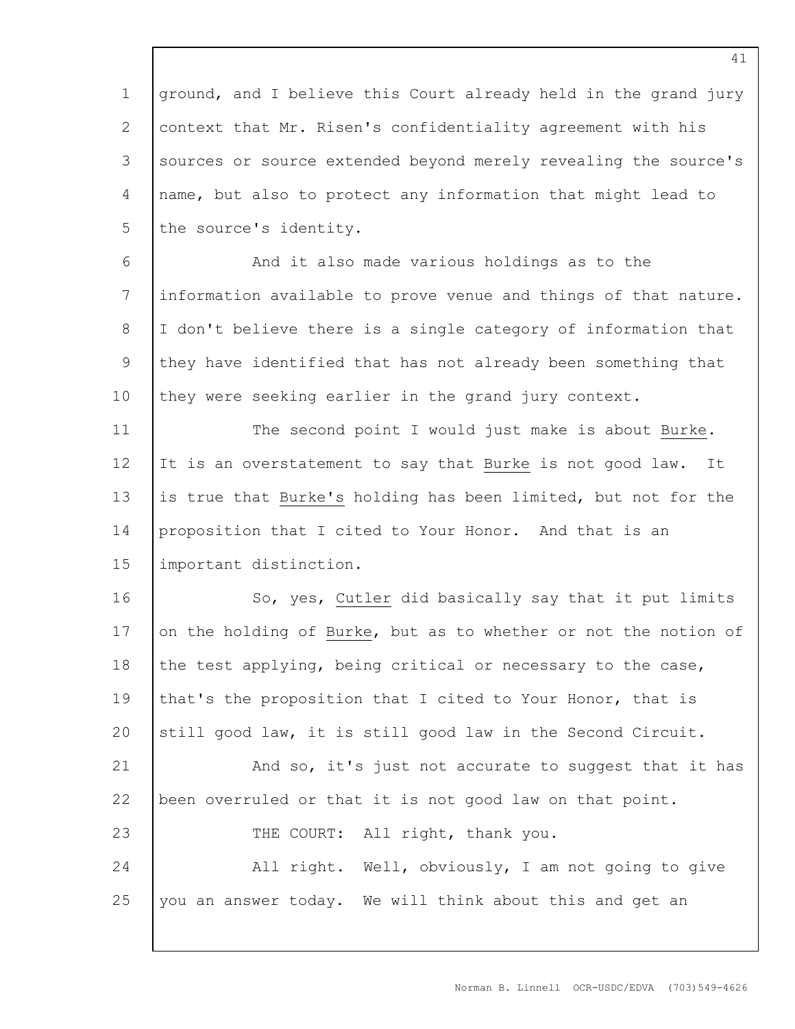ground, and I believe this Court already held in the grand jury context that Mr. Risen's confidentiality agreement with his sources or source extended beyond merely revealing the source's name, but also to protect any information that might lead to the source's identity.

And it also made various holdings as to the information available to prove venue and things of that nature. I don't believe there is a single category of information that they have identified that has not already been something that they were seeking earlier in the grand jury context.

The second point I would just make is about Burke. It is an overstatement to say that Burke is not good law. It is true that Burke's holding has been limited, but not for the proposition that I cited to Your Honor. And that is an important distinction.

So, yes, Cutler did basically say that it put limits on the holding of Burke, but as to whether or not the notion of the test applying, being critical or necessary to the case, that's the proposition that I cited to Your Honor, that is still good law, it is still good law in the Second Circuit.

And so, it's just not accurate to suggest that it has been overruled or that it is not good law on that point.

THE COURT: All right, thank you.

All right. Well, obviously, I am not going to give you an answer today. We will think about this and get an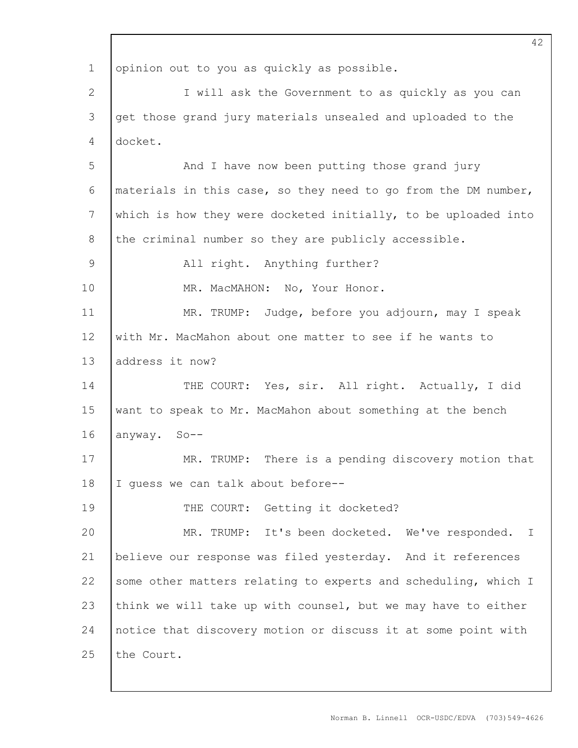opinion out to you as quickly as possible.

I will ask the Government to as quickly as you can get those grand jury materials unsealed and uploaded to the docket.

And I have now been putting those grand jury materials in this case, so they need to go from the DM number, which is how they were docketed initially, to be uploaded into the criminal number so they are publicly accessible.

All right. Anything further?

MR. MacMAHON: No, Your Honor.

MR. TRUMP: Judge, before you adjourn, may I speak with Mr. MacMahon about one matter to see if he wants to address it now?

THE COURT: Yes, sir. All right. Actually, I did want to speak to Mr. MacMahon about something at the bench anyway. So--

MR. TRUMP: There is a pending discovery motion that I guess we can talk about before--

THE COURT: Getting it docketed?

MR. TRUMP: It's been docketed. We've responded. I believe our response was filed yesterday. And it references some other matters relating to experts and scheduling, which I think we will take up with counsel, but we may have to either notice that discovery motion or discuss it at some point with the Court.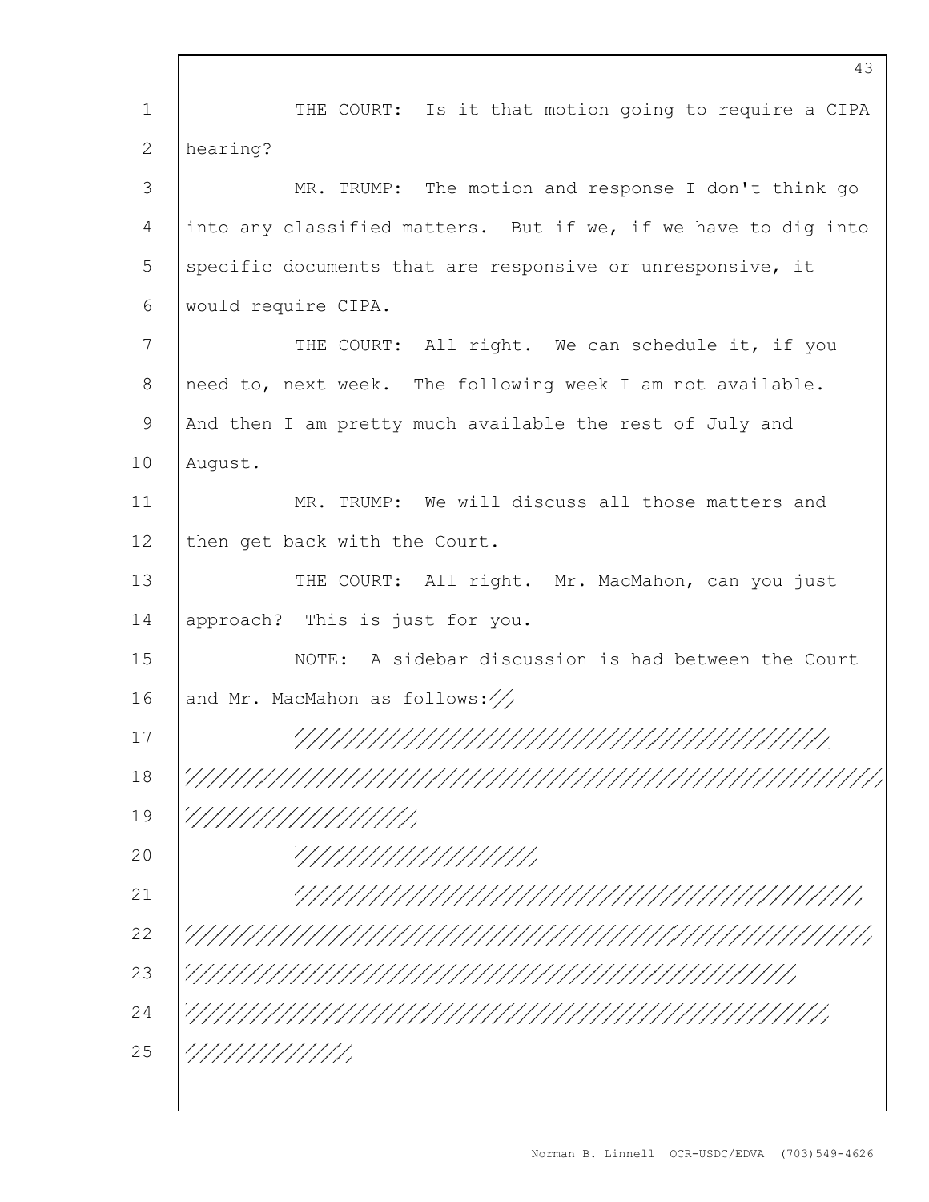THE COURT: Is it that motion going to require a CIPA hearing?

MR. TRUMP: The motion and response I don't think go into any classified matters. But if we, if we have to dig into specific documents that are responsive or unresponsive, it would require CIPA.

THE COURT: All right. We can schedule it, if you need to, next week. The following week I am not available. And then I am pretty much available the rest of July and August.

MR. TRUMP: We will discuss all those matters and then get back with the Court.

THE COURT: All right. Mr. MacMahon, can you just approach? This is just for you.

NOTE: A sidebar discussion is had between the Court and Mr. MacMahon as follows://

/////////////////////////////////////////////////
//////////////////////////////////////////////////////////////
//////////////////////

//////////////////////

/////////////////////////////////////////////////////
///////////////////////////////////////////////////////////////
///////////////////////////////////////////////////////////
////////////////////////////////////////////////////////////
///////////////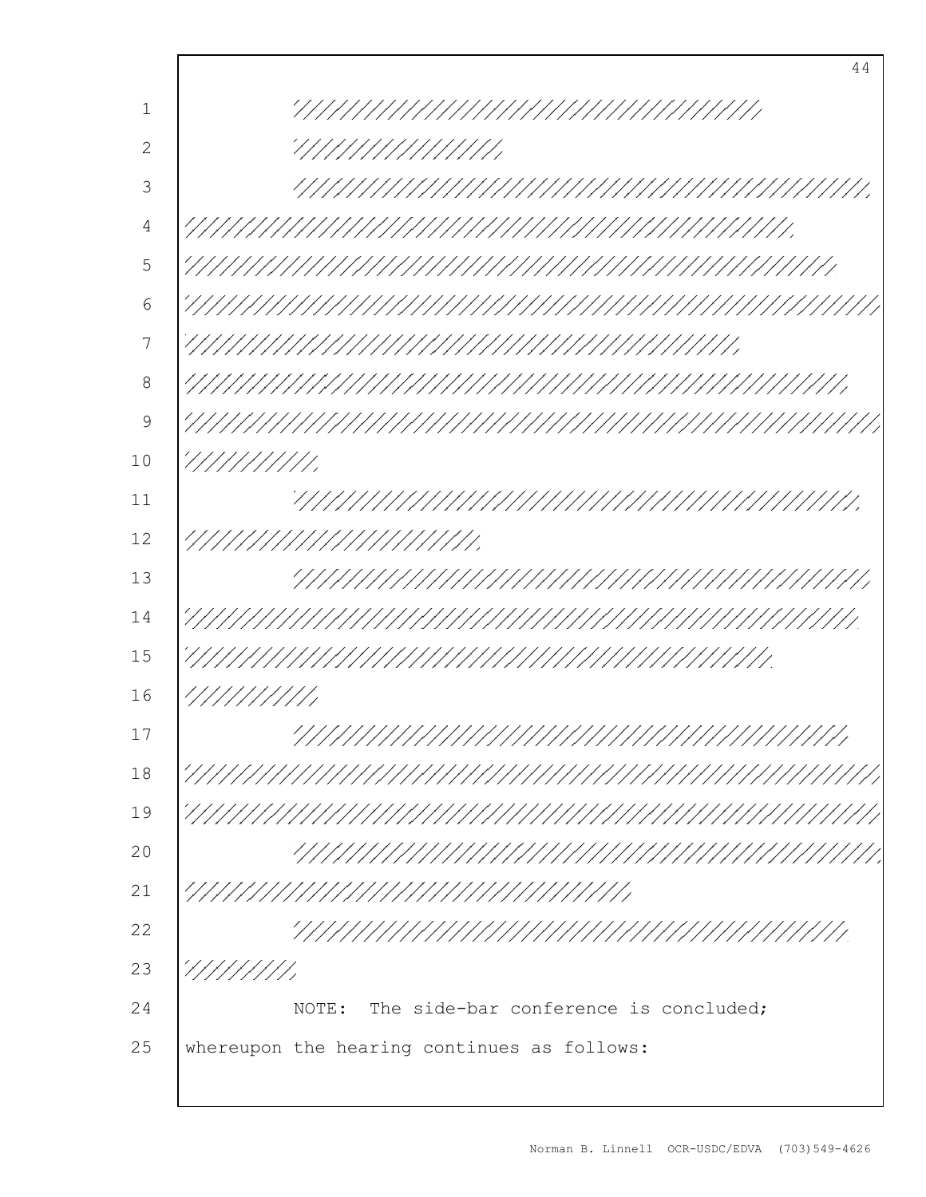NOTE: The side-bar conference is concluded; whereupon the hearing continues as follows: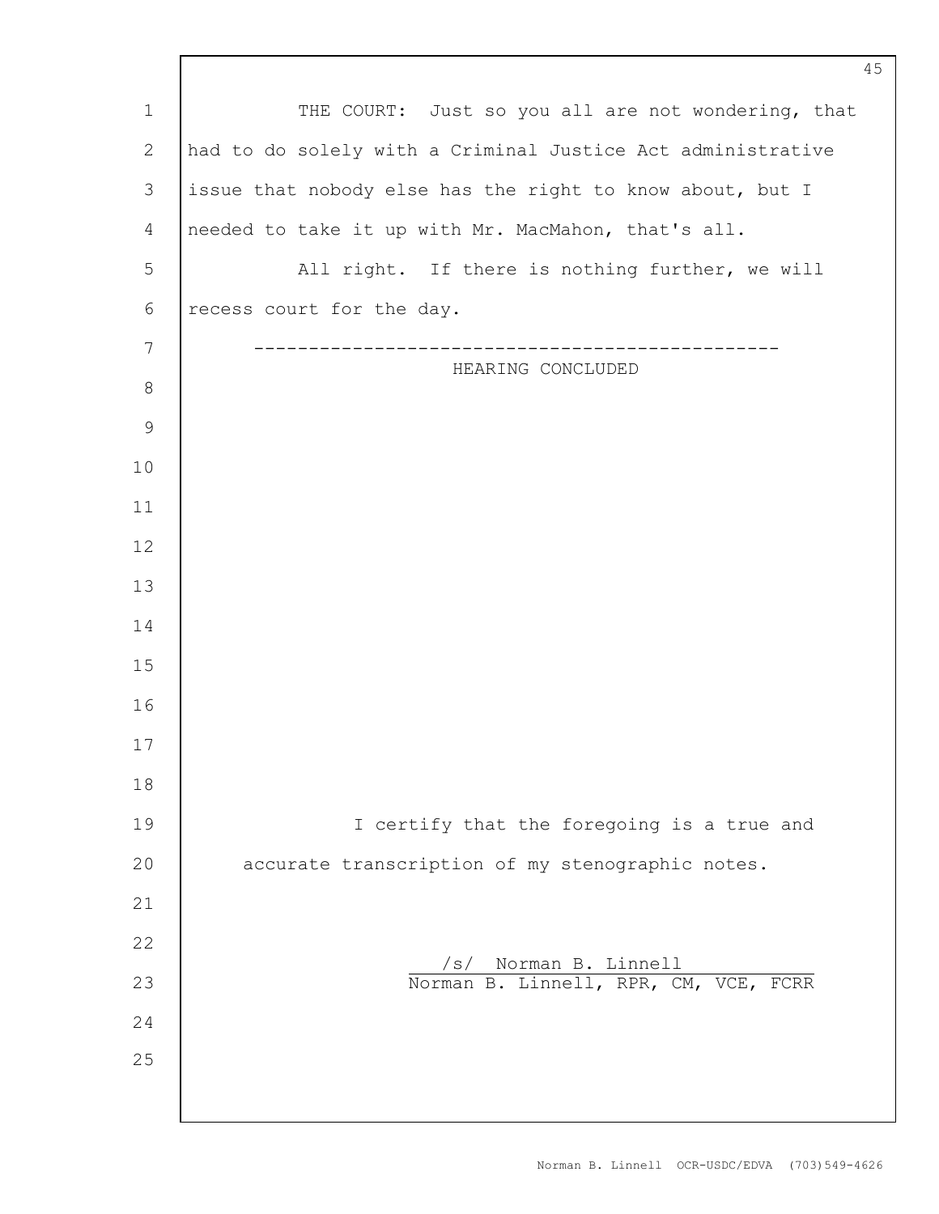THE COURT: Just so you all are not wondering, that had to do solely with a Criminal Justice Act administrative issue that nobody else has the right to know about, but I needed to take it up with Mr. MacMahon, that's all.

All right. If there is nothing further, we will recess court for the day.

---

HEARING CONCLUDED

I certify that the foregoing is a true and accurate transcription of my stenographic notes.

/s/ Norman B. Linnell

Norman B. Linnell, RPR, CM, VCE, FCRR